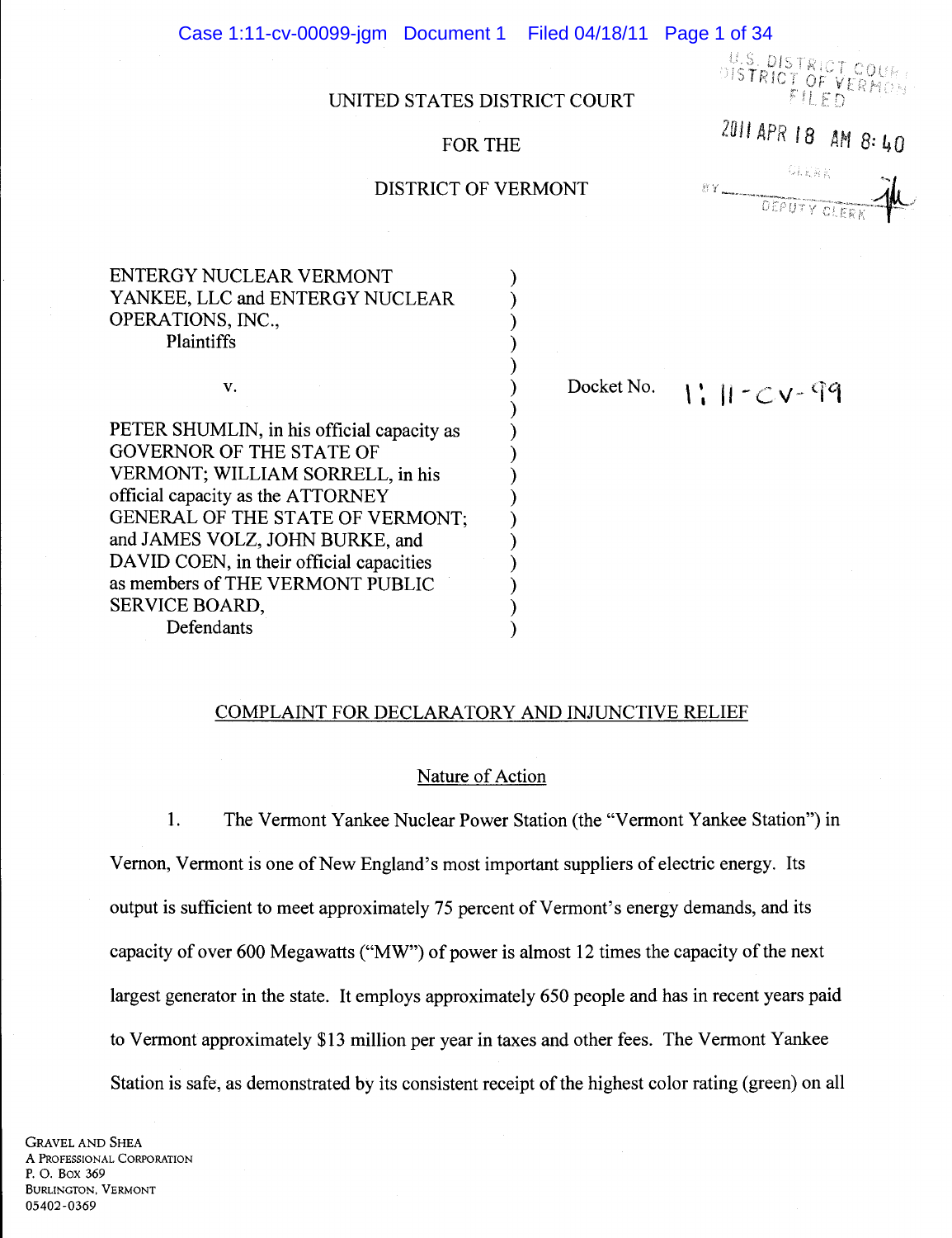UNITED STATES DISTRICT COURT

FOR THE

DISTRICT OF VERMONT

U.S. DISTRICT COURT
DISTRICT OF VERMONT
FILED

2011 APR 18 AM 8:40

CLERK

BY _______________
DEPUTY CLERK

ENTERGY NUCLEAR VERMONT YANKEE, LLC and ENTERGY NUCLEAR OPERATIONS, INC.,
Plaintiffs

v.

PETER SHUMLIN, in his official capacity as GOVERNOR OF THE STATE OF VERMONT; WILLIAM SORRELL, in his official capacity as the ATTORNEY GENERAL OF THE STATE OF VERMONT; and JAMES VOLZ, JOHN BURKE, and DAVID COEN, in their official capacities as members of THE VERMONT PUBLIC SERVICE BOARD,
Defendants

Docket No. 1:11-cv-99

## COMPLAINT FOR DECLARATORY AND INJUNCTIVE RELIEF

### Nature of Action

1. The Vermont Yankee Nuclear Power Station (the "Vermont Yankee Station") in Vernon, Vermont is one of New England's most important suppliers of electric energy. Its output is sufficient to meet approximately 75 percent of Vermont's energy demands, and its capacity of over 600 Megawatts ("MW") of power is almost 12 times the capacity of the next largest generator in the state. It employs approximately 650 people and has in recent years paid to Vermont approximately $13 million per year in taxes and other fees. The Vermont Yankee Station is safe, as demonstrated by its consistent receipt of the highest color rating (green) on all

GRAVEL AND SHEA
A PROFESSIONAL CORPORATION
P. O. BOX 369
BURLINGTON, VERMONT
05402-0369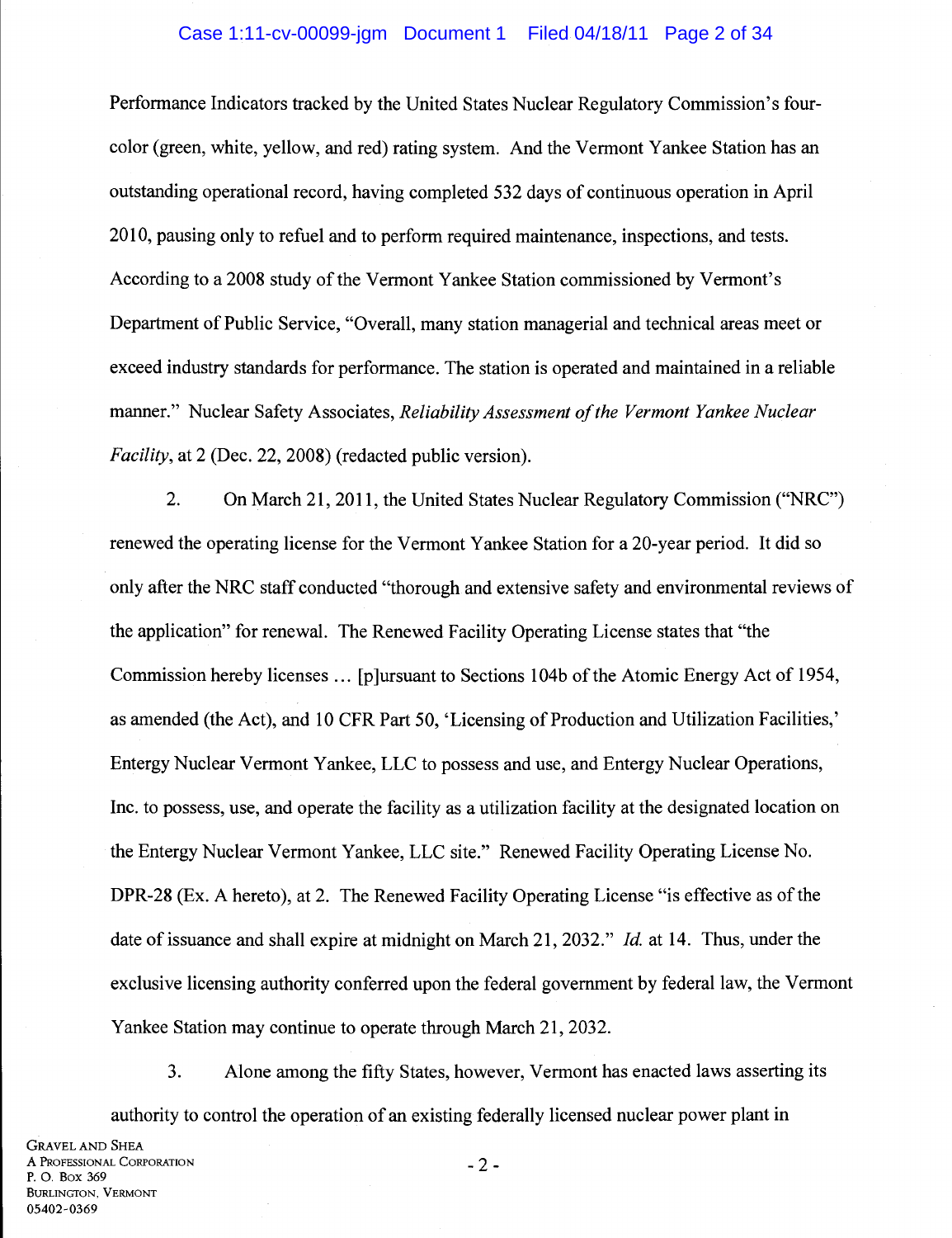Performance Indicators tracked by the United States Nuclear Regulatory Commission's four-color (green, white, yellow, and red) rating system. And the Vermont Yankee Station has an outstanding operational record, having completed 532 days of continuous operation in April 2010, pausing only to refuel and to perform required maintenance, inspections, and tests. According to a 2008 study of the Vermont Yankee Station commissioned by Vermont's Department of Public Service, "Overall, many station managerial and technical areas meet or exceed industry standards for performance. The station is operated and maintained in a reliable manner." Nuclear Safety Associates, *Reliability Assessment of the Vermont Yankee Nuclear Facility*, at 2 (Dec. 22, 2008) (redacted public version).

2. On March 21, 2011, the United States Nuclear Regulatory Commission ("NRC") renewed the operating license for the Vermont Yankee Station for a 20-year period. It did so only after the NRC staff conducted "thorough and extensive safety and environmental reviews of the application" for renewal. The Renewed Facility Operating License states that "the Commission hereby licenses … [p]ursuant to Sections 104b of the Atomic Energy Act of 1954, as amended (the Act), and 10 CFR Part 50, 'Licensing of Production and Utilization Facilities,' Entergy Nuclear Vermont Yankee, LLC to possess and use, and Entergy Nuclear Operations, Inc. to possess, use, and operate the facility as a utilization facility at the designated location on the Entergy Nuclear Vermont Yankee, LLC site." Renewed Facility Operating License No. DPR-28 (Ex. A hereto), at 2. The Renewed Facility Operating License "is effective as of the date of issuance and shall expire at midnight on March 21, 2032." *Id.* at 14. Thus, under the exclusive licensing authority conferred upon the federal government by federal law, the Vermont Yankee Station may continue to operate through March 21, 2032.

3. Alone among the fifty States, however, Vermont has enacted laws asserting its authority to control the operation of an existing federally licensed nuclear power plant in

GRAVEL AND SHEA
A PROFESSIONAL CORPORATION
P. O. BOX 369
BURLINGTON, VERMONT
05402-0369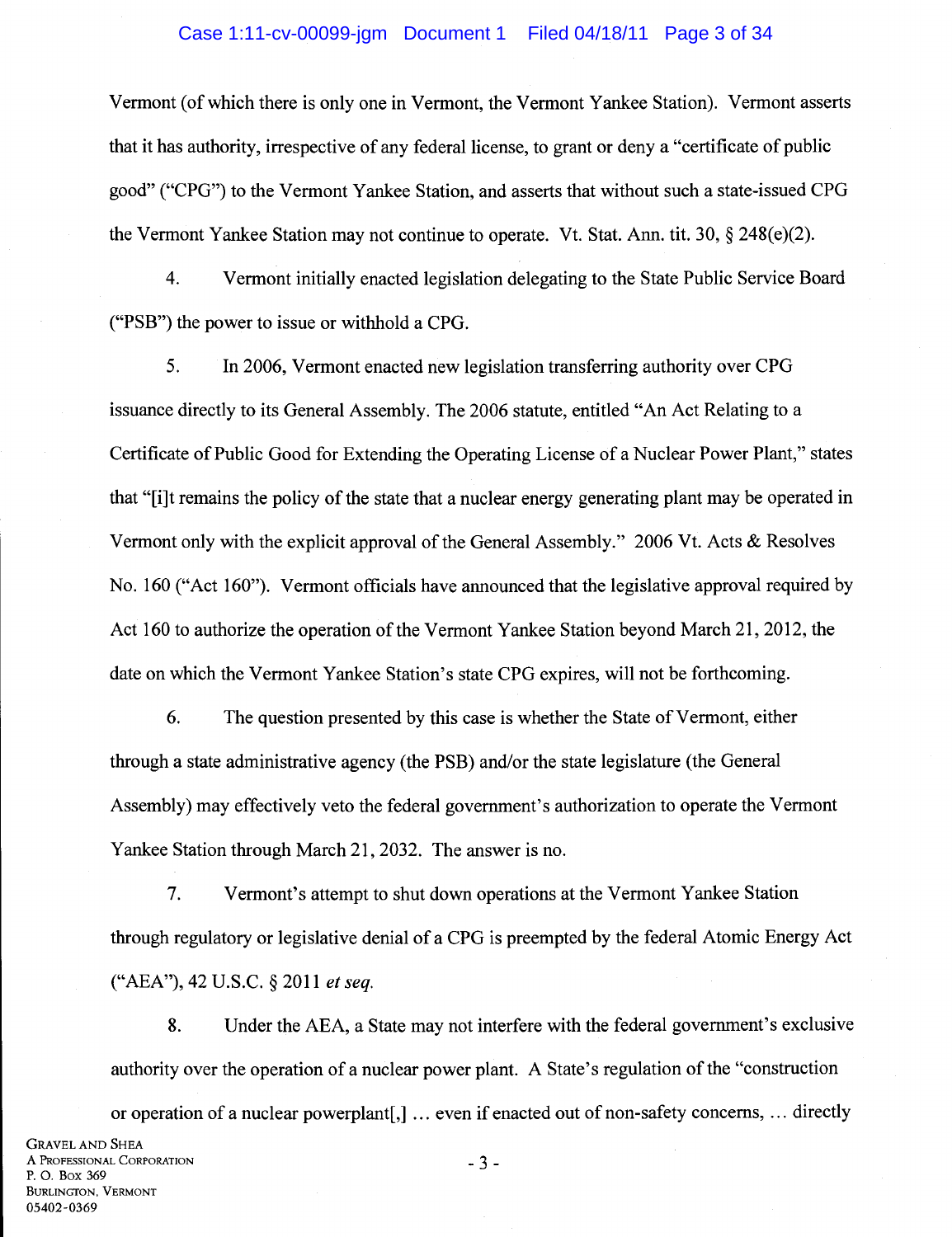Vermont (of which there is only one in Vermont, the Vermont Yankee Station). Vermont asserts that it has authority, irrespective of any federal license, to grant or deny a "certificate of public good" ("CPG") to the Vermont Yankee Station, and asserts that without such a state-issued CPG the Vermont Yankee Station may not continue to operate. Vt. Stat. Ann. tit. 30, § 248(e)(2).

4. Vermont initially enacted legislation delegating to the State Public Service Board ("PSB") the power to issue or withhold a CPG.

5. In 2006, Vermont enacted new legislation transferring authority over CPG issuance directly to its General Assembly. The 2006 statute, entitled "An Act Relating to a Certificate of Public Good for Extending the Operating License of a Nuclear Power Plant," states that "[i]t remains the policy of the state that a nuclear energy generating plant may be operated in Vermont only with the explicit approval of the General Assembly." 2006 Vt. Acts & Resolves No. 160 ("Act 160"). Vermont officials have announced that the legislative approval required by Act 160 to authorize the operation of the Vermont Yankee Station beyond March 21, 2012, the date on which the Vermont Yankee Station's state CPG expires, will not be forthcoming.

6. The question presented by this case is whether the State of Vermont, either through a state administrative agency (the PSB) and/or the state legislature (the General Assembly) may effectively veto the federal government's authorization to operate the Vermont Yankee Station through March 21, 2032. The answer is no.

7. Vermont's attempt to shut down operations at the Vermont Yankee Station through regulatory or legislative denial of a CPG is preempted by the federal Atomic Energy Act ("AEA"), 42 U.S.C. § 2011 *et seq.*

8. Under the AEA, a State may not interfere with the federal government's exclusive authority over the operation of a nuclear power plant. A State's regulation of the "construction or operation of a nuclear powerplant[,] … even if enacted out of non-safety concerns, … directly

GRAVEL AND SHEA
A PROFESSIONAL CORPORATION
P. O. BOX 369
BURLINGTON, VERMONT
05402-0369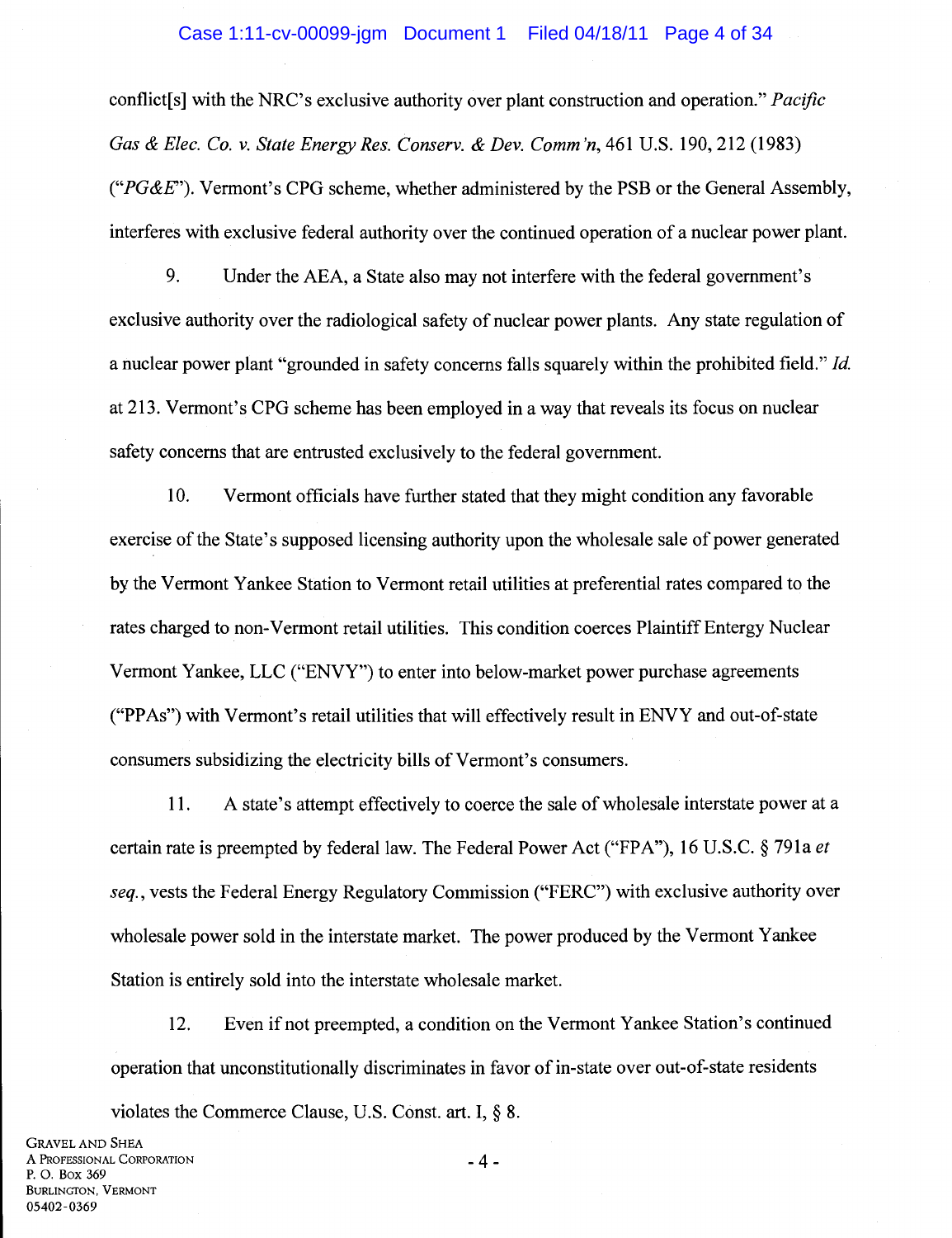conflict[s] with the NRC's exclusive authority over plant construction and operation." *Pacific Gas & Elec. Co. v. State Energy Res. Conserv. & Dev. Comm'n*, 461 U.S. 190, 212 (1983) ("*PG&E*"). Vermont's CPG scheme, whether administered by the PSB or the General Assembly, interferes with exclusive federal authority over the continued operation of a nuclear power plant.

9. Under the AEA, a State also may not interfere with the federal government's exclusive authority over the radiological safety of nuclear power plants. Any state regulation of a nuclear power plant "grounded in safety concerns falls squarely within the prohibited field." *Id.* at 213. Vermont's CPG scheme has been employed in a way that reveals its focus on nuclear safety concerns that are entrusted exclusively to the federal government.

10. Vermont officials have further stated that they might condition any favorable exercise of the State's supposed licensing authority upon the wholesale sale of power generated by the Vermont Yankee Station to Vermont retail utilities at preferential rates compared to the rates charged to non-Vermont retail utilities. This condition coerces Plaintiff Entergy Nuclear Vermont Yankee, LLC ("ENVY") to enter into below-market power purchase agreements ("PPAs") with Vermont's retail utilities that will effectively result in ENVY and out-of-state consumers subsidizing the electricity bills of Vermont's consumers.

11. A state's attempt effectively to coerce the sale of wholesale interstate power at a certain rate is preempted by federal law. The Federal Power Act ("FPA"), 16 U.S.C. § 791a *et seq.*, vests the Federal Energy Regulatory Commission ("FERC") with exclusive authority over wholesale power sold in the interstate market. The power produced by the Vermont Yankee Station is entirely sold into the interstate wholesale market.

12. Even if not preempted, a condition on the Vermont Yankee Station's continued operation that unconstitutionally discriminates in favor of in-state over out-of-state residents violates the Commerce Clause, U.S. Const. art. I, § 8.

GRAVEL AND SHEA
A PROFESSIONAL CORPORATION
P. O. BOX 369
BURLINGTON, VERMONT
05402-0369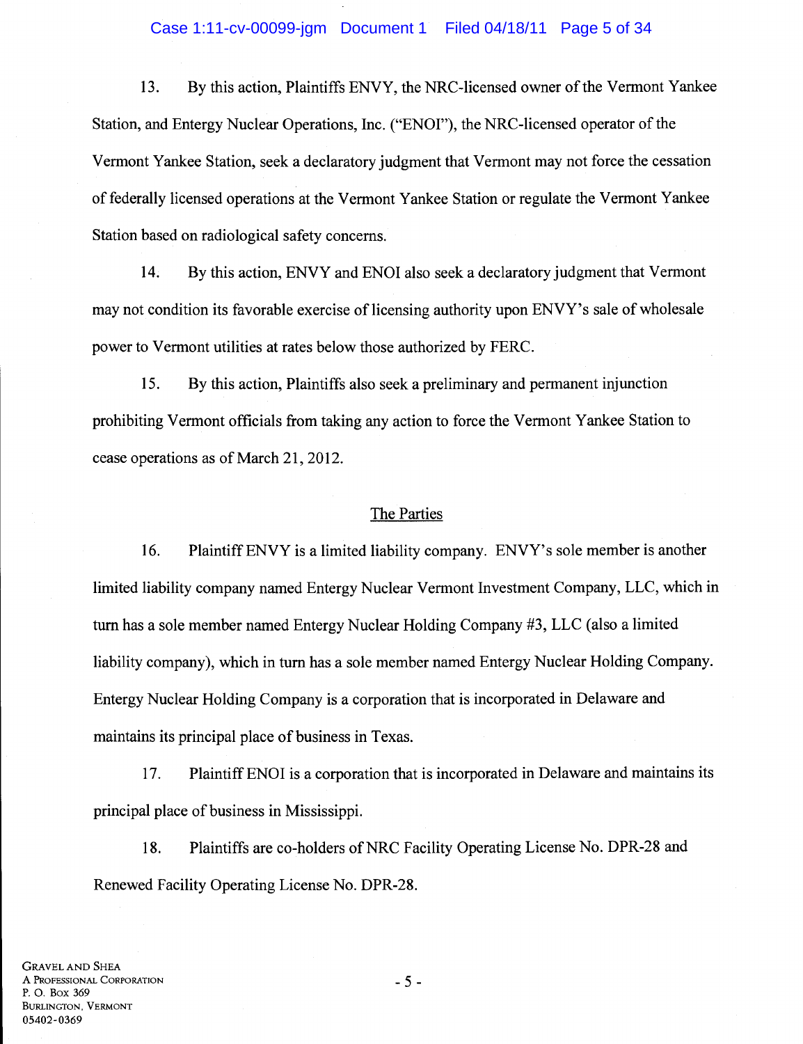13. By this action, Plaintiffs ENVY, the NRC-licensed owner of the Vermont Yankee Station, and Entergy Nuclear Operations, Inc. ("ENOI"), the NRC-licensed operator of the Vermont Yankee Station, seek a declaratory judgment that Vermont may not force the cessation of federally licensed operations at the Vermont Yankee Station or regulate the Vermont Yankee Station based on radiological safety concerns.

14. By this action, ENVY and ENOI also seek a declaratory judgment that Vermont may not condition its favorable exercise of licensing authority upon ENVY's sale of wholesale power to Vermont utilities at rates below those authorized by FERC.

15. By this action, Plaintiffs also seek a preliminary and permanent injunction prohibiting Vermont officials from taking any action to force the Vermont Yankee Station to cease operations as of March 21, 2012.

## The Parties

16. Plaintiff ENVY is a limited liability company. ENVY's sole member is another limited liability company named Entergy Nuclear Vermont Investment Company, LLC, which in turn has a sole member named Entergy Nuclear Holding Company #3, LLC (also a limited liability company), which in turn has a sole member named Entergy Nuclear Holding Company. Entergy Nuclear Holding Company is a corporation that is incorporated in Delaware and maintains its principal place of business in Texas.

17. Plaintiff ENOI is a corporation that is incorporated in Delaware and maintains its principal place of business in Mississippi.

18. Plaintiffs are co-holders of NRC Facility Operating License No. DPR-28 and Renewed Facility Operating License No. DPR-28.

GRAVEL AND SHEA
A PROFESSIONAL CORPORATION
P. O. BOX 369
BURLINGTON, VERMONT
05402-0369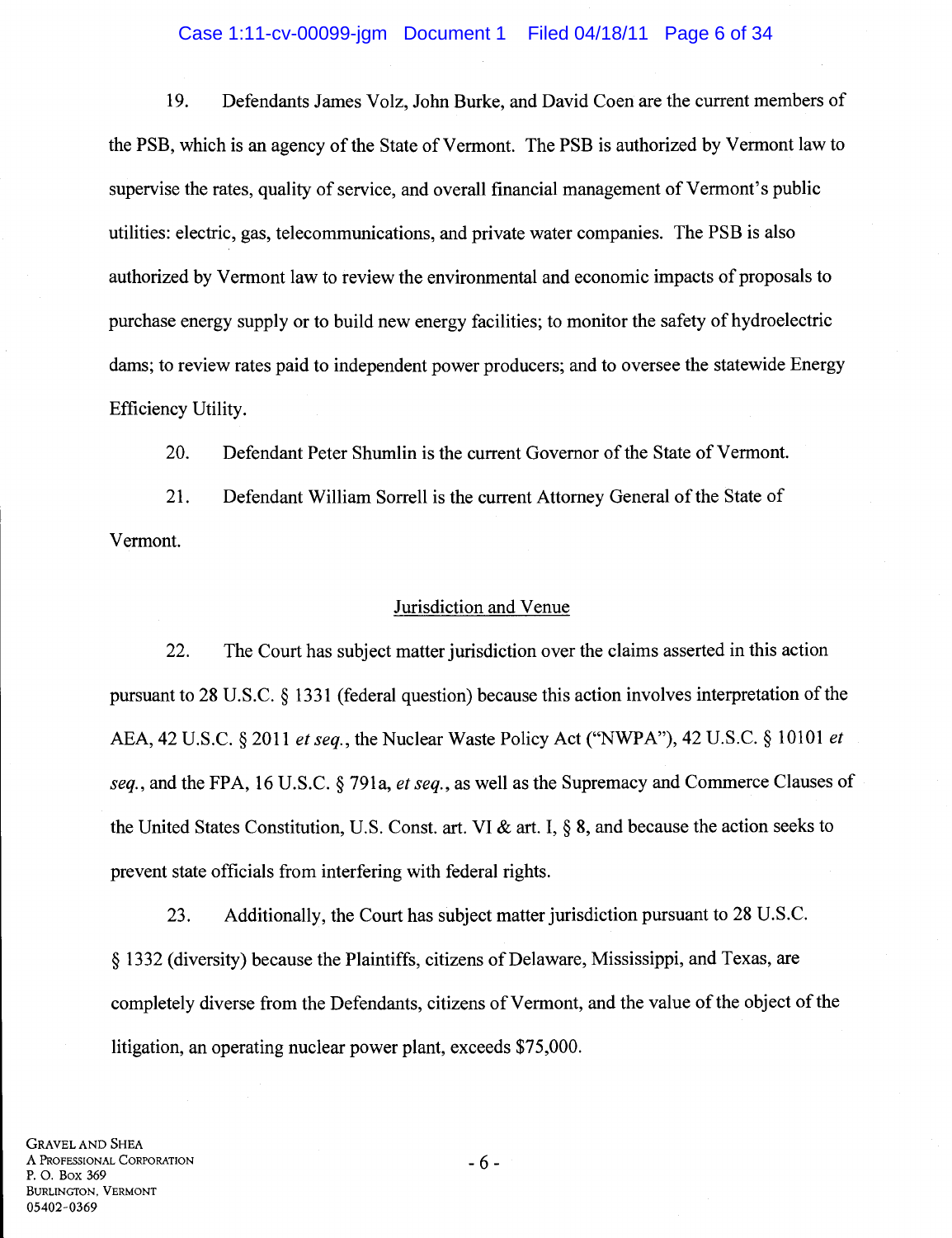19. Defendants James Volz, John Burke, and David Coen are the current members of the PSB, which is an agency of the State of Vermont. The PSB is authorized by Vermont law to supervise the rates, quality of service, and overall financial management of Vermont's public utilities: electric, gas, telecommunications, and private water companies. The PSB is also authorized by Vermont law to review the environmental and economic impacts of proposals to purchase energy supply or to build new energy facilities; to monitor the safety of hydroelectric dams; to review rates paid to independent power producers; and to oversee the statewide Energy Efficiency Utility.

20. Defendant Peter Shumlin is the current Governor of the State of Vermont.

21. Defendant William Sorrell is the current Attorney General of the State of Vermont.

## Jurisdiction and Venue

22. The Court has subject matter jurisdiction over the claims asserted in this action pursuant to 28 U.S.C. § 1331 (federal question) because this action involves interpretation of the AEA, 42 U.S.C. § 2011 *et seq.*, the Nuclear Waste Policy Act ("NWPA"), 42 U.S.C. § 10101 *et seq.*, and the FPA, 16 U.S.C. § 791a, *et seq.*, as well as the Supremacy and Commerce Clauses of the United States Constitution, U.S. Const. art. VI & art. I, § 8, and because the action seeks to prevent state officials from interfering with federal rights.

23. Additionally, the Court has subject matter jurisdiction pursuant to 28 U.S.C. § 1332 (diversity) because the Plaintiffs, citizens of Delaware, Mississippi, and Texas, are completely diverse from the Defendants, citizens of Vermont, and the value of the object of the litigation, an operating nuclear power plant, exceeds $75,000.

GRAVEL AND SHEA
A PROFESSIONAL CORPORATION
P. O. BOX 369
BURLINGTON, VERMONT
05402-0369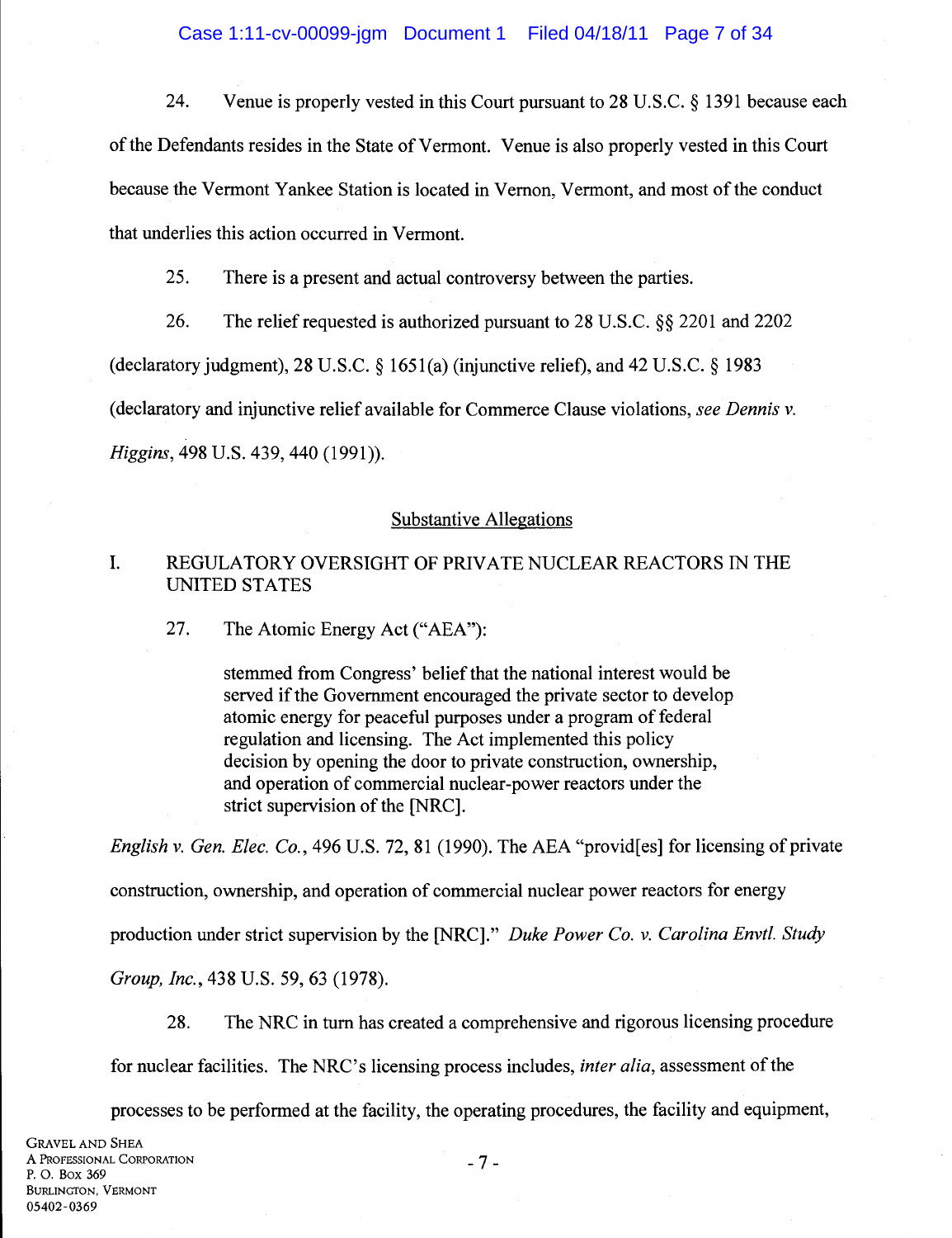24. Venue is properly vested in this Court pursuant to 28 U.S.C. § 1391 because each of the Defendants resides in the State of Vermont. Venue is also properly vested in this Court because the Vermont Yankee Station is located in Vernon, Vermont, and most of the conduct that underlies this action occurred in Vermont.

25. There is a present and actual controversy between the parties.

26. The relief requested is authorized pursuant to 28 U.S.C. §§ 2201 and 2202 (declaratory judgment), 28 U.S.C. § 1651(a) (injunctive relief), and 42 U.S.C. § 1983 (declaratory and injunctive relief available for Commerce Clause violations, *see Dennis v. Higgins*, 498 U.S. 439, 440 (1991)).

## Substantive Allegations

### I. REGULATORY OVERSIGHT OF PRIVATE NUCLEAR REACTORS IN THE UNITED STATES

27. The Atomic Energy Act ("AEA"):

> stemmed from Congress' belief that the national interest would be served if the Government encouraged the private sector to develop atomic energy for peaceful purposes under a program of federal regulation and licensing. The Act implemented this policy decision by opening the door to private construction, ownership, and operation of commercial nuclear-power reactors under the strict supervision of the [NRC].

*English v. Gen. Elec. Co.*, 496 U.S. 72, 81 (1990). The AEA "provid[es] for licensing of private construction, ownership, and operation of commercial nuclear power reactors for energy production under strict supervision by the [NRC]." *Duke Power Co. v. Carolina Envtl. Study Group, Inc.*, 438 U.S. 59, 63 (1978).

28. The NRC in turn has created a comprehensive and rigorous licensing procedure for nuclear facilities. The NRC's licensing process includes, *inter alia*, assessment of the processes to be performed at the facility, the operating procedures, the facility and equipment,

GRAVEL AND SHEA
A PROFESSIONAL CORPORATION
P. O. BOX 369
BURLINGTON, VERMONT
05402-0369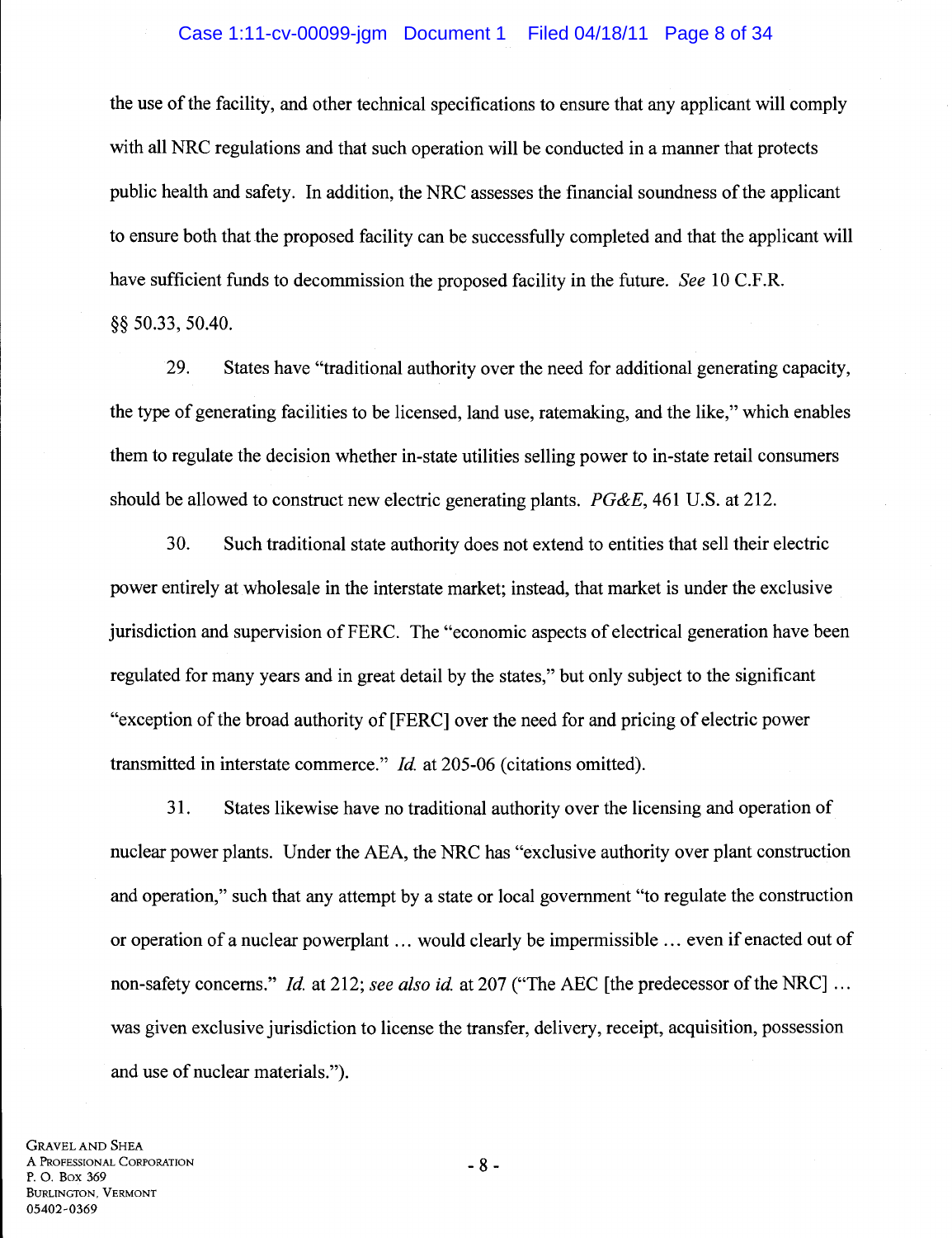the use of the facility, and other technical specifications to ensure that any applicant will comply with all NRC regulations and that such operation will be conducted in a manner that protects public health and safety. In addition, the NRC assesses the financial soundness of the applicant to ensure both that the proposed facility can be successfully completed and that the applicant will have sufficient funds to decommission the proposed facility in the future. *See* 10 C.F.R. §§ 50.33, 50.40.

29. States have "traditional authority over the need for additional generating capacity, the type of generating facilities to be licensed, land use, ratemaking, and the like," which enables them to regulate the decision whether in-state utilities selling power to in-state retail consumers should be allowed to construct new electric generating plants. *PG&E*, 461 U.S. at 212.

30. Such traditional state authority does not extend to entities that sell their electric power entirely at wholesale in the interstate market; instead, that market is under the exclusive jurisdiction and supervision of FERC. The "economic aspects of electrical generation have been regulated for many years and in great detail by the states," but only subject to the significant "exception of the broad authority of [FERC] over the need for and pricing of electric power transmitted in interstate commerce." *Id.* at 205-06 (citations omitted).

31. States likewise have no traditional authority over the licensing and operation of nuclear power plants. Under the AEA, the NRC has "exclusive authority over plant construction and operation," such that any attempt by a state or local government "to regulate the construction or operation of a nuclear powerplant … would clearly be impermissible … even if enacted out of non-safety concerns." *Id.* at 212; *see also id.* at 207 ("The AEC [the predecessor of the NRC] … was given exclusive jurisdiction to license the transfer, delivery, receipt, acquisition, possession and use of nuclear materials.").

GRAVEL AND SHEA
A PROFESSIONAL CORPORATION
P. O. BOX 369
BURLINGTON, VERMONT
05402-0369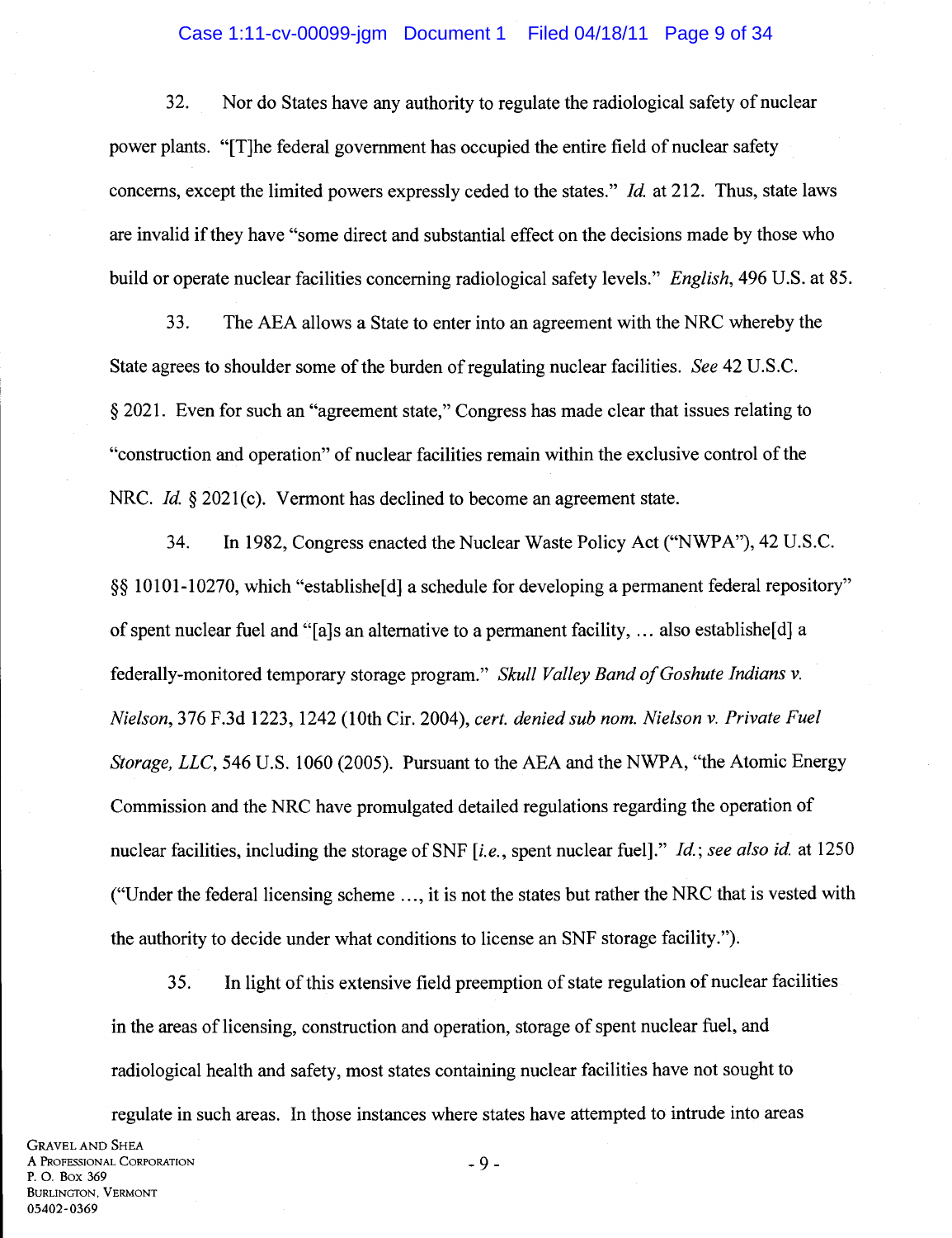32. Nor do States have any authority to regulate the radiological safety of nuclear power plants. "[T]he federal government has occupied the entire field of nuclear safety concerns, except the limited powers expressly ceded to the states." *Id.* at 212. Thus, state laws are invalid if they have "some direct and substantial effect on the decisions made by those who build or operate nuclear facilities concerning radiological safety levels." *English*, 496 U.S. at 85.

33. The AEA allows a State to enter into an agreement with the NRC whereby the State agrees to shoulder some of the burden of regulating nuclear facilities. *See* 42 U.S.C. § 2021. Even for such an "agreement state," Congress has made clear that issues relating to "construction and operation" of nuclear facilities remain within the exclusive control of the NRC. *Id.* § 2021(c). Vermont has declined to become an agreement state.

34. In 1982, Congress enacted the Nuclear Waste Policy Act ("NWPA"), 42 U.S.C. §§ 10101-10270, which "establishe[d] a schedule for developing a permanent federal repository" of spent nuclear fuel and "[a]s an alternative to a permanent facility, … also establishe[d] a federally-monitored temporary storage program." *Skull Valley Band of Goshute Indians v. Nielson*, 376 F.3d 1223, 1242 (10th Cir. 2004), *cert. denied sub nom. Nielson v. Private Fuel Storage, LLC*, 546 U.S. 1060 (2005). Pursuant to the AEA and the NWPA, "the Atomic Energy Commission and the NRC have promulgated detailed regulations regarding the operation of nuclear facilities, including the storage of SNF [*i.e.*, spent nuclear fuel]." *Id.*; *see also id.* at 1250 ("Under the federal licensing scheme …, it is not the states but rather the NRC that is vested with the authority to decide under what conditions to license an SNF storage facility.").

35. In light of this extensive field preemption of state regulation of nuclear facilities in the areas of licensing, construction and operation, storage of spent nuclear fuel, and radiological health and safety, most states containing nuclear facilities have not sought to regulate in such areas. In those instances where states have attempted to intrude into areas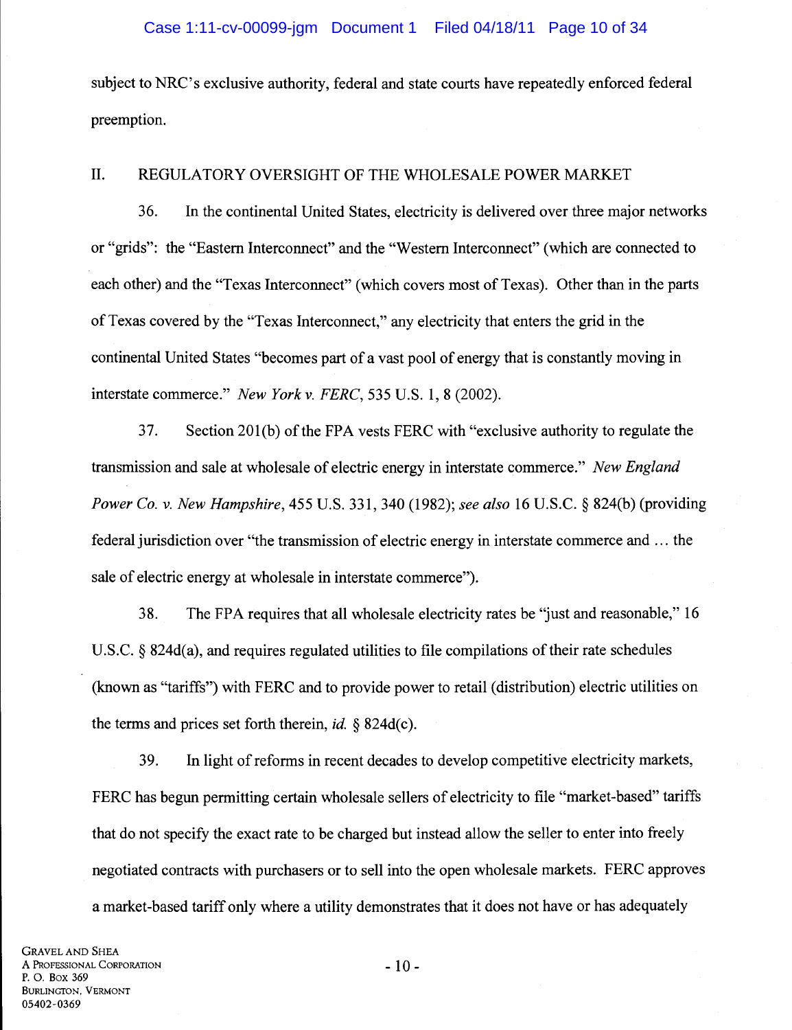subject to NRC's exclusive authority, federal and state courts have repeatedly enforced federal preemption.

## II. REGULATORY OVERSIGHT OF THE WHOLESALE POWER MARKET

36. In the continental United States, electricity is delivered over three major networks or "grids": the "Eastern Interconnect" and the "Western Interconnect" (which are connected to each other) and the "Texas Interconnect" (which covers most of Texas). Other than in the parts of Texas covered by the "Texas Interconnect," any electricity that enters the grid in the continental United States "becomes part of a vast pool of energy that is constantly moving in interstate commerce." *New York v. FERC*, 535 U.S. 1, 8 (2002).

37. Section 201(b) of the FPA vests FERC with "exclusive authority to regulate the transmission and sale at wholesale of electric energy in interstate commerce." *New England Power Co. v. New Hampshire*, 455 U.S. 331, 340 (1982); *see also* 16 U.S.C. § 824(b) (providing federal jurisdiction over "the transmission of electric energy in interstate commerce and … the sale of electric energy at wholesale in interstate commerce").

38. The FPA requires that all wholesale electricity rates be "just and reasonable," 16 U.S.C. § 824d(a), and requires regulated utilities to file compilations of their rate schedules (known as "tariffs") with FERC and to provide power to retail (distribution) electric utilities on the terms and prices set forth therein, *id.* § 824d(c).

39. In light of reforms in recent decades to develop competitive electricity markets, FERC has begun permitting certain wholesale sellers of electricity to file "market-based" tariffs that do not specify the exact rate to be charged but instead allow the seller to enter into freely negotiated contracts with purchasers or to sell into the open wholesale markets. FERC approves a market-based tariff only where a utility demonstrates that it does not have or has adequately

GRAVEL AND SHEA
A PROFESSIONAL CORPORATION
P. O. BOX 369
BURLINGTON, VERMONT
05402-0369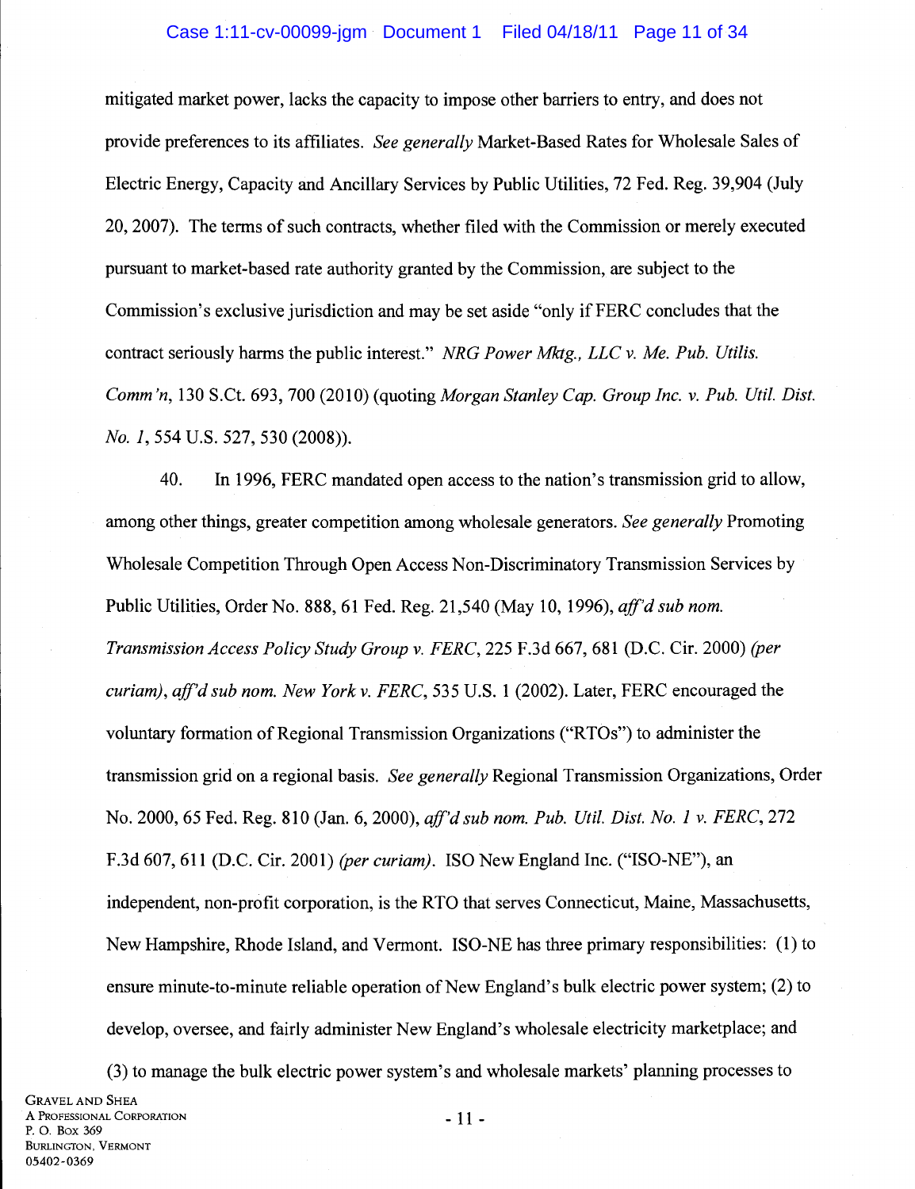mitigated market power, lacks the capacity to impose other barriers to entry, and does not provide preferences to its affiliates. *See generally* Market-Based Rates for Wholesale Sales of Electric Energy, Capacity and Ancillary Services by Public Utilities, 72 Fed. Reg. 39,904 (July 20, 2007). The terms of such contracts, whether filed with the Commission or merely executed pursuant to market-based rate authority granted by the Commission, are subject to the Commission's exclusive jurisdiction and may be set aside "only if FERC concludes that the contract seriously harms the public interest." *NRG Power Mktg., LLC v. Me. Pub. Utils. Comm'n*, 130 S.Ct. 693, 700 (2010) (quoting *Morgan Stanley Cap. Group Inc. v. Pub. Util. Dist. No. 1*, 554 U.S. 527, 530 (2008)).

40. In 1996, FERC mandated open access to the nation's transmission grid to allow, among other things, greater competition among wholesale generators. *See generally* Promoting Wholesale Competition Through Open Access Non-Discriminatory Transmission Services by Public Utilities, Order No. 888, 61 Fed. Reg. 21,540 (May 10, 1996), *aff'd sub nom. Transmission Access Policy Study Group v. FERC*, 225 F.3d 667, 681 (D.C. Cir. 2000) *(per curiam)*, *aff'd sub nom. New York v. FERC*, 535 U.S. 1 (2002). Later, FERC encouraged the voluntary formation of Regional Transmission Organizations ("RTOs") to administer the transmission grid on a regional basis. *See generally* Regional Transmission Organizations, Order No. 2000, 65 Fed. Reg. 810 (Jan. 6, 2000), *aff'd sub nom. Pub. Util. Dist. No. 1 v. FERC*, 272 F.3d 607, 611 (D.C. Cir. 2001) *(per curiam)*. ISO New England Inc. ("ISO-NE"), an independent, non-profit corporation, is the RTO that serves Connecticut, Maine, Massachusetts, New Hampshire, Rhode Island, and Vermont. ISO-NE has three primary responsibilities: (1) to ensure minute-to-minute reliable operation of New England's bulk electric power system; (2) to develop, oversee, and fairly administer New England's wholesale electricity marketplace; and (3) to manage the bulk electric power system's and wholesale markets' planning processes to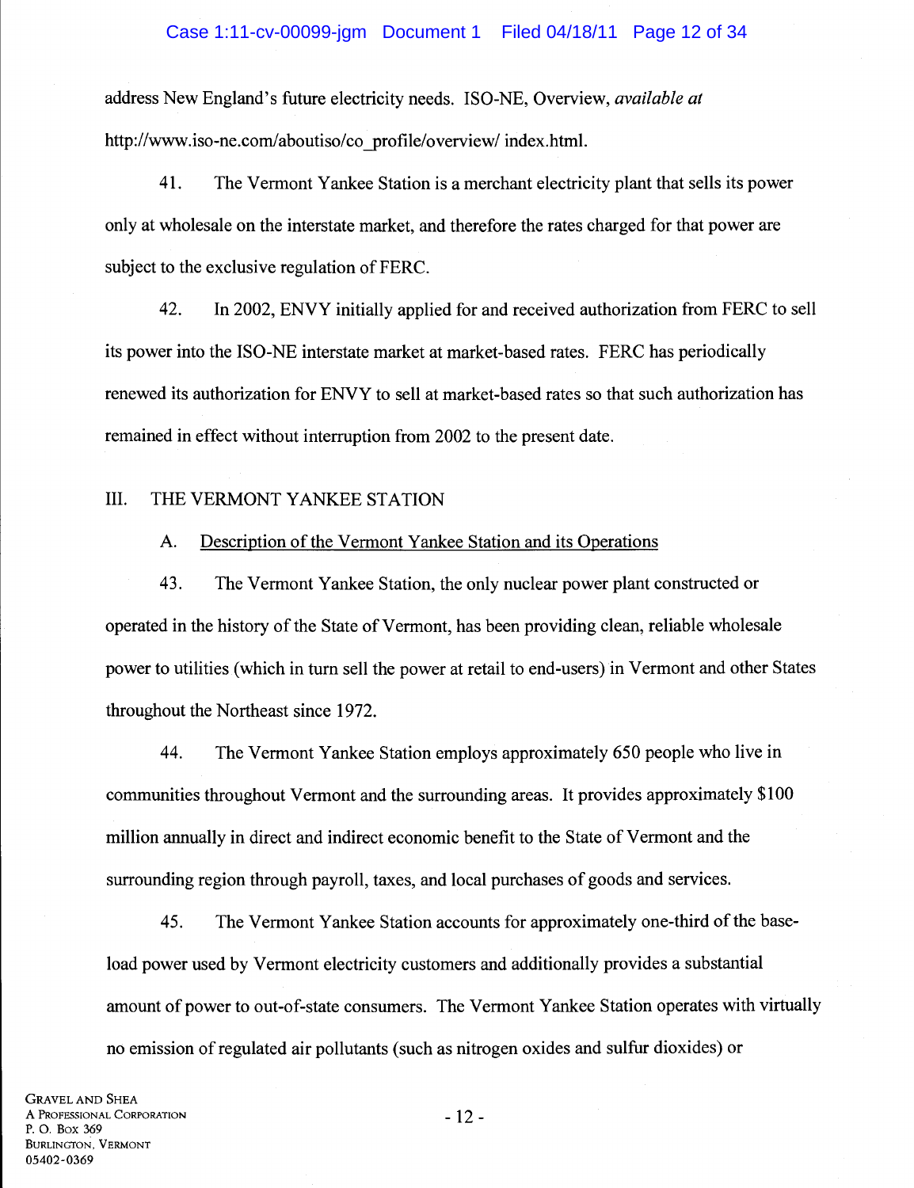address New England's future electricity needs. ISO-NE, Overview, *available at* http://www.iso-ne.com/aboutiso/co_profile/overview/ index.html.

41. The Vermont Yankee Station is a merchant electricity plant that sells its power only at wholesale on the interstate market, and therefore the rates charged for that power are subject to the exclusive regulation of FERC.

42. In 2002, ENVY initially applied for and received authorization from FERC to sell its power into the ISO-NE interstate market at market-based rates. FERC has periodically renewed its authorization for ENVY to sell at market-based rates so that such authorization has remained in effect without interruption from 2002 to the present date.

## III. THE VERMONT YANKEE STATION

### A. Description of the Vermont Yankee Station and its Operations

43. The Vermont Yankee Station, the only nuclear power plant constructed or operated in the history of the State of Vermont, has been providing clean, reliable wholesale power to utilities (which in turn sell the power at retail to end-users) in Vermont and other States throughout the Northeast since 1972.

44. The Vermont Yankee Station employs approximately 650 people who live in communities throughout Vermont and the surrounding areas. It provides approximately $100 million annually in direct and indirect economic benefit to the State of Vermont and the surrounding region through payroll, taxes, and local purchases of goods and services.

45. The Vermont Yankee Station accounts for approximately one-third of the base-load power used by Vermont electricity customers and additionally provides a substantial amount of power to out-of-state consumers. The Vermont Yankee Station operates with virtually no emission of regulated air pollutants (such as nitrogen oxides and sulfur dioxides) or

GRAVEL AND SHEA
A PROFESSIONAL CORPORATION
P. O. BOX 369
BURLINGTON, VERMONT
05402-0369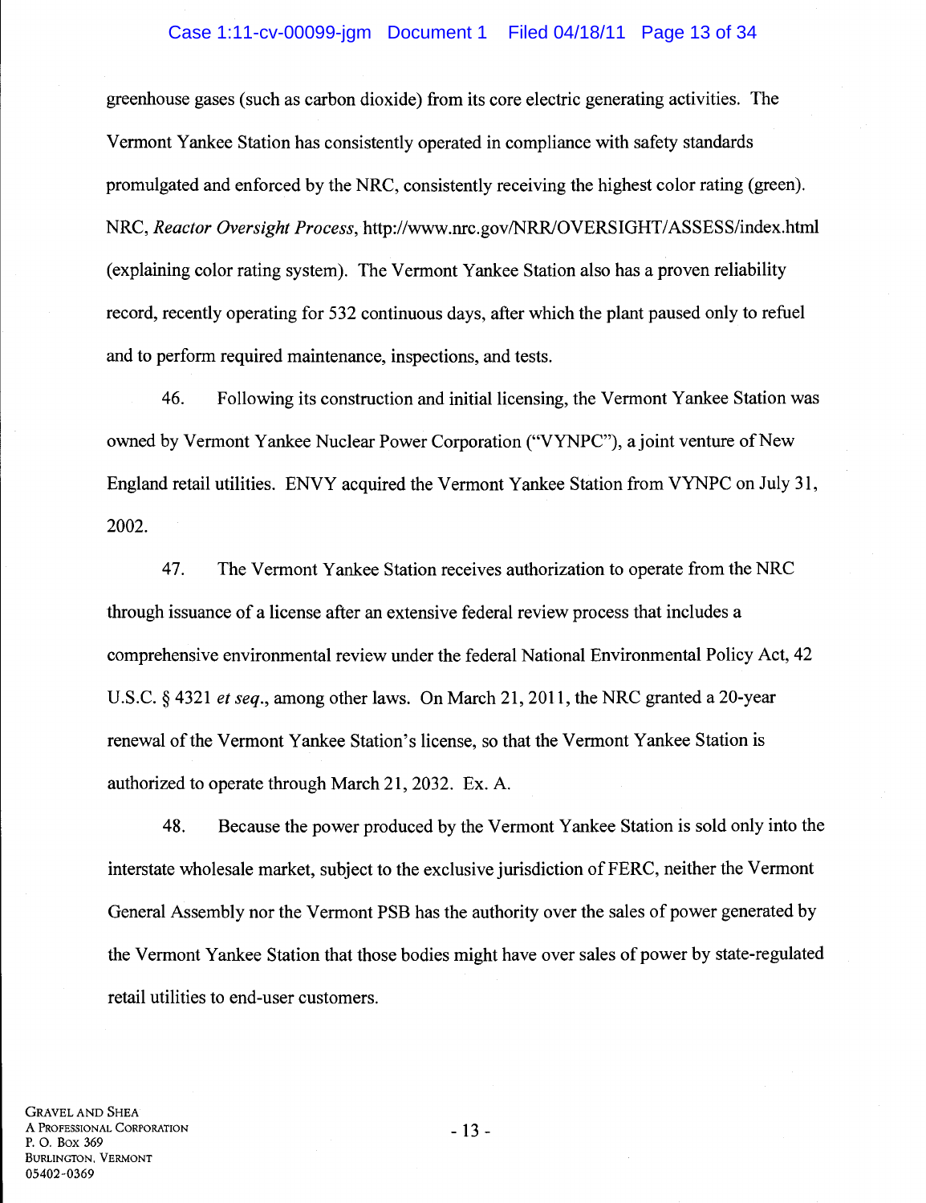greenhouse gases (such as carbon dioxide) from its core electric generating activities. The Vermont Yankee Station has consistently operated in compliance with safety standards promulgated and enforced by the NRC, consistently receiving the highest color rating (green). NRC, *Reactor Oversight Process*, http://www.nrc.gov/NRR/OVERSIGHT/ASSESS/index.html (explaining color rating system). The Vermont Yankee Station also has a proven reliability record, recently operating for 532 continuous days, after which the plant paused only to refuel and to perform required maintenance, inspections, and tests.

46. Following its construction and initial licensing, the Vermont Yankee Station was owned by Vermont Yankee Nuclear Power Corporation ("VYNPC"), a joint venture of New England retail utilities. ENVY acquired the Vermont Yankee Station from VYNPC on July 31, 2002.

47. The Vermont Yankee Station receives authorization to operate from the NRC through issuance of a license after an extensive federal review process that includes a comprehensive environmental review under the federal National Environmental Policy Act, 42 U.S.C. § 4321 *et seq.*, among other laws. On March 21, 2011, the NRC granted a 20-year renewal of the Vermont Yankee Station's license, so that the Vermont Yankee Station is authorized to operate through March 21, 2032. Ex. A.

48. Because the power produced by the Vermont Yankee Station is sold only into the interstate wholesale market, subject to the exclusive jurisdiction of FERC, neither the Vermont General Assembly nor the Vermont PSB has the authority over the sales of power generated by the Vermont Yankee Station that those bodies might have over sales of power by state-regulated retail utilities to end-user customers.

GRAVEL AND SHEA
A PROFESSIONAL CORPORATION
P. O. BOX 369
BURLINGTON, VERMONT
05402-0369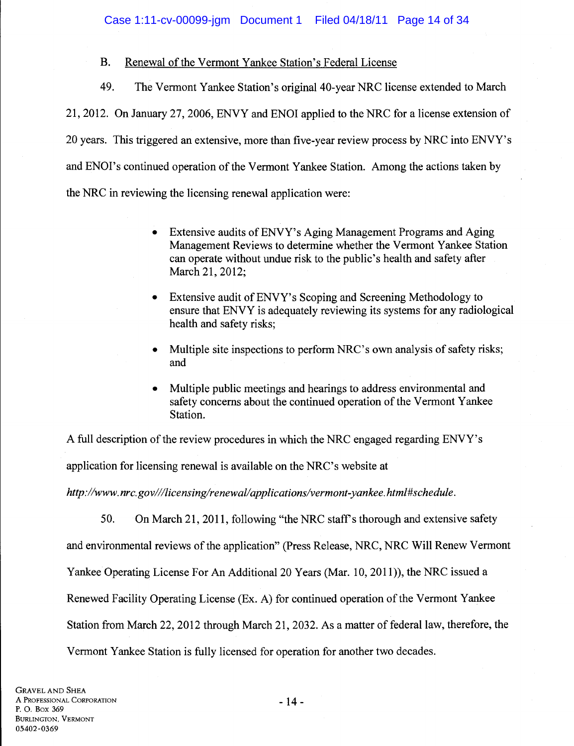B. Renewal of the Vermont Yankee Station's Federal License

49. The Vermont Yankee Station's original 40-year NRC license extended to March 21, 2012. On January 27, 2006, ENVY and ENOI applied to the NRC for a license extension of 20 years. This triggered an extensive, more than five-year review process by NRC into ENVY's and ENOI's continued operation of the Vermont Yankee Station. Among the actions taken by the NRC in reviewing the licensing renewal application were:

- Extensive audits of ENVY's Aging Management Programs and Aging Management Reviews to determine whether the Vermont Yankee Station can operate without undue risk to the public's health and safety after March 21, 2012;
- Extensive audit of ENVY's Scoping and Screening Methodology to ensure that ENVY is adequately reviewing its systems for any radiological health and safety risks;
- Multiple site inspections to perform NRC's own analysis of safety risks; and
- Multiple public meetings and hearings to address environmental and safety concerns about the continued operation of the Vermont Yankee Station.

A full description of the review procedures in which the NRC engaged regarding ENVY's application for licensing renewal is available on the NRC's website at *http://www.nrc.gov///licensing/renewal/applications/vermont-yankee.html#schedule*.

50. On March 21, 2011, following "the NRC staff's thorough and extensive safety and environmental reviews of the application" (Press Release, NRC, NRC Will Renew Vermont Yankee Operating License For An Additional 20 Years (Mar. 10, 2011)), the NRC issued a Renewed Facility Operating License (Ex. A) for continued operation of the Vermont Yankee Station from March 22, 2012 through March 21, 2032. As a matter of federal law, therefore, the Vermont Yankee Station is fully licensed for operation for another two decades.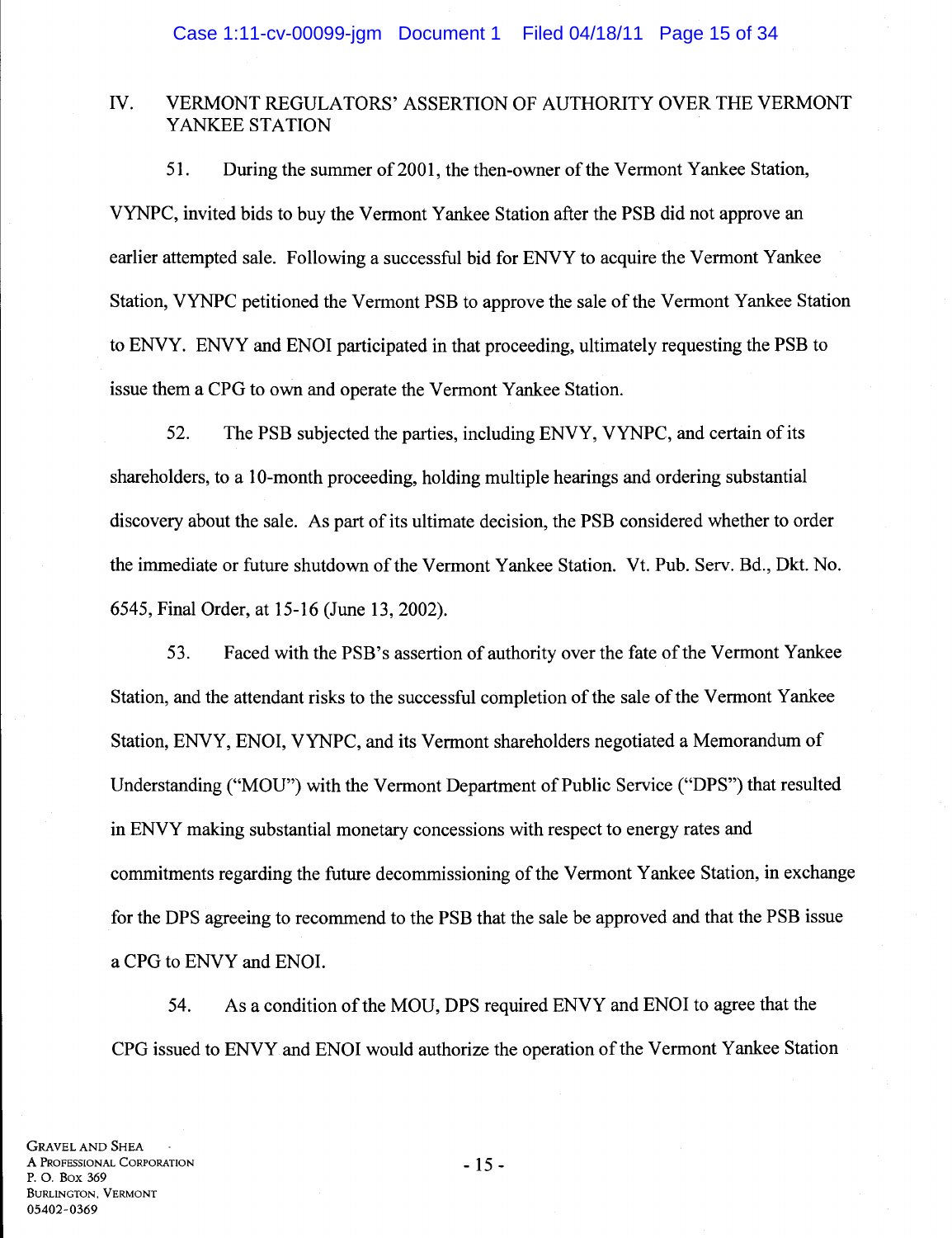## IV. VERMONT REGULATORS' ASSERTION OF AUTHORITY OVER THE VERMONT YANKEE STATION

51. During the summer of 2001, the then-owner of the Vermont Yankee Station, VYNPC, invited bids to buy the Vermont Yankee Station after the PSB did not approve an earlier attempted sale. Following a successful bid for ENVY to acquire the Vermont Yankee Station, VYNPC petitioned the Vermont PSB to approve the sale of the Vermont Yankee Station to ENVY. ENVY and ENOI participated in that proceeding, ultimately requesting the PSB to issue them a CPG to own and operate the Vermont Yankee Station.

52. The PSB subjected the parties, including ENVY, VYNPC, and certain of its shareholders, to a 10-month proceeding, holding multiple hearings and ordering substantial discovery about the sale. As part of its ultimate decision, the PSB considered whether to order the immediate or future shutdown of the Vermont Yankee Station. Vt. Pub. Serv. Bd., Dkt. No. 6545, Final Order, at 15-16 (June 13, 2002).

53. Faced with the PSB's assertion of authority over the fate of the Vermont Yankee Station, and the attendant risks to the successful completion of the sale of the Vermont Yankee Station, ENVY, ENOI, VYNPC, and its Vermont shareholders negotiated a Memorandum of Understanding ("MOU") with the Vermont Department of Public Service ("DPS") that resulted in ENVY making substantial monetary concessions with respect to energy rates and commitments regarding the future decommissioning of the Vermont Yankee Station, in exchange for the DPS agreeing to recommend to the PSB that the sale be approved and that the PSB issue a CPG to ENVY and ENOI.

54. As a condition of the MOU, DPS required ENVY and ENOI to agree that the CPG issued to ENVY and ENOI would authorize the operation of the Vermont Yankee Station

GRAVEL AND SHEA
A PROFESSIONAL CORPORATION
P. O. BOX 369
BURLINGTON, VERMONT
05402-0369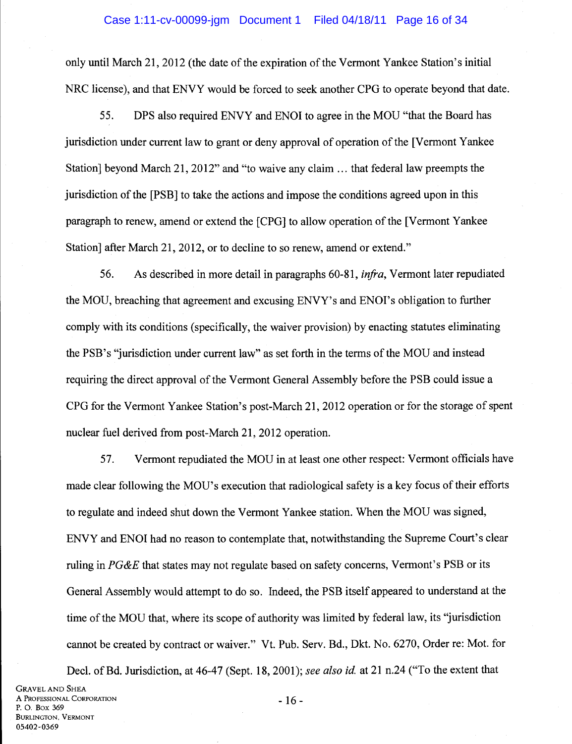only until March 21, 2012 (the date of the expiration of the Vermont Yankee Station's initial NRC license), and that ENVY would be forced to seek another CPG to operate beyond that date.

55. DPS also required ENVY and ENOI to agree in the MOU "that the Board has jurisdiction under current law to grant or deny approval of operation of the [Vermont Yankee Station] beyond March 21, 2012" and "to waive any claim … that federal law preempts the jurisdiction of the [PSB] to take the actions and impose the conditions agreed upon in this paragraph to renew, amend or extend the [CPG] to allow operation of the [Vermont Yankee Station] after March 21, 2012, or to decline to so renew, amend or extend."

56. As described in more detail in paragraphs 60-81, *infra*, Vermont later repudiated the MOU, breaching that agreement and excusing ENVY's and ENOI's obligation to further comply with its conditions (specifically, the waiver provision) by enacting statutes eliminating the PSB's "jurisdiction under current law" as set forth in the terms of the MOU and instead requiring the direct approval of the Vermont General Assembly before the PSB could issue a CPG for the Vermont Yankee Station's post-March 21, 2012 operation or for the storage of spent nuclear fuel derived from post-March 21, 2012 operation.

57. Vermont repudiated the MOU in at least one other respect: Vermont officials have made clear following the MOU's execution that radiological safety is a key focus of their efforts to regulate and indeed shut down the Vermont Yankee station. When the MOU was signed, ENVY and ENOI had no reason to contemplate that, notwithstanding the Supreme Court's clear ruling in *PG&E* that states may not regulate based on safety concerns, Vermont's PSB or its General Assembly would attempt to do so. Indeed, the PSB itself appeared to understand at the time of the MOU that, where its scope of authority was limited by federal law, its "jurisdiction cannot be created by contract or waiver." Vt. Pub. Serv. Bd., Dkt. No. 6270, Order re: Mot. for Decl. of Bd. Jurisdiction, at 46-47 (Sept. 18, 2001); *see also id.* at 21 n.24 ("To the extent that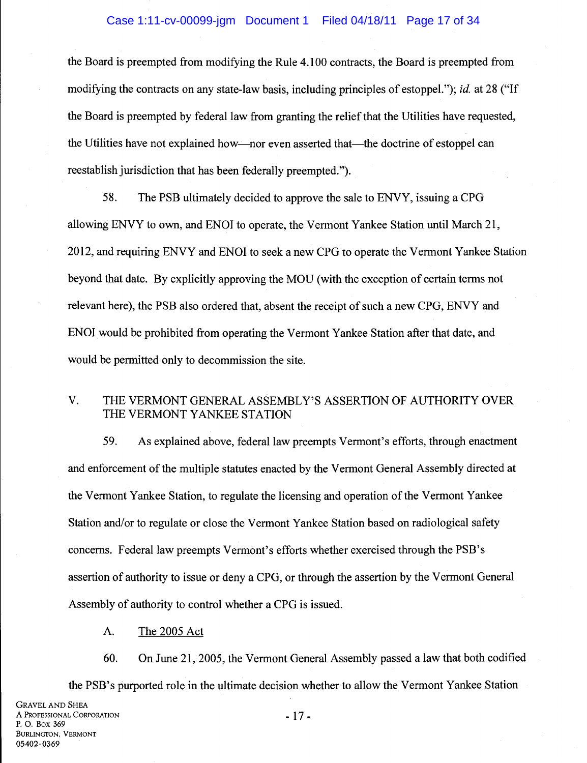the Board is preempted from modifying the Rule 4.100 contracts, the Board is preempted from modifying the contracts on any state-law basis, including principles of estoppel."); *id.* at 28 ("If the Board is preempted by federal law from granting the relief that the Utilities have requested, the Utilities have not explained how—nor even asserted that—the doctrine of estoppel can reestablish jurisdiction that has been federally preempted.").

58. The PSB ultimately decided to approve the sale to ENVY, issuing a CPG allowing ENVY to own, and ENOI to operate, the Vermont Yankee Station until March 21, 2012, and requiring ENVY and ENOI to seek a new CPG to operate the Vermont Yankee Station beyond that date. By explicitly approving the MOU (with the exception of certain terms not relevant here), the PSB also ordered that, absent the receipt of such a new CPG, ENVY and ENOI would be prohibited from operating the Vermont Yankee Station after that date, and would be permitted only to decommission the site.

## V. THE VERMONT GENERAL ASSEMBLY'S ASSERTION OF AUTHORITY OVER THE VERMONT YANKEE STATION

59. As explained above, federal law preempts Vermont's efforts, through enactment and enforcement of the multiple statutes enacted by the Vermont General Assembly directed at the Vermont Yankee Station, to regulate the licensing and operation of the Vermont Yankee Station and/or to regulate or close the Vermont Yankee Station based on radiological safety concerns. Federal law preempts Vermont's efforts whether exercised through the PSB's assertion of authority to issue or deny a CPG, or through the assertion by the Vermont General Assembly of authority to control whether a CPG is issued.

### A. The 2005 Act

60. On June 21, 2005, the Vermont General Assembly passed a law that both codified the PSB's purported role in the ultimate decision whether to allow the Vermont Yankee Station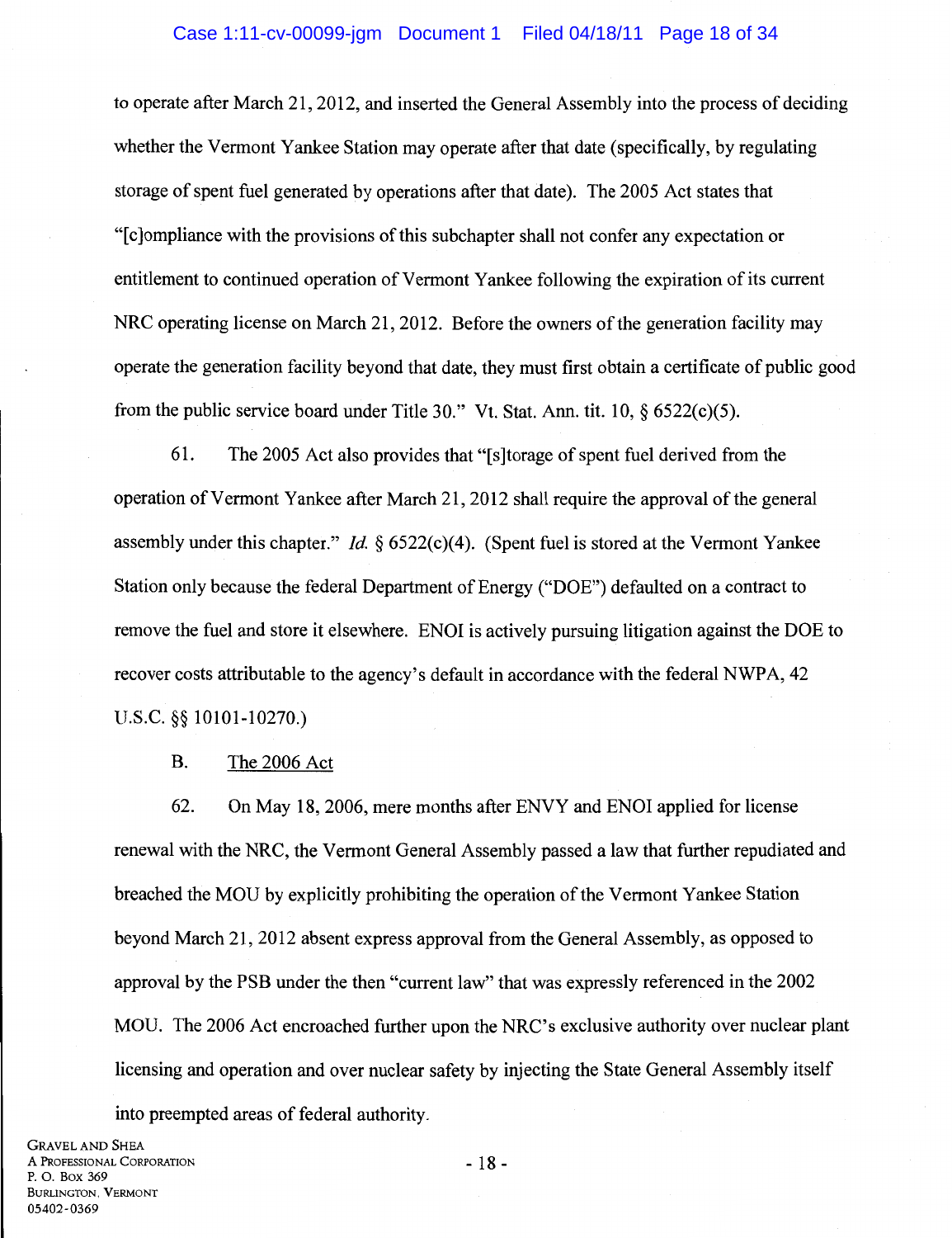to operate after March 21, 2012, and inserted the General Assembly into the process of deciding whether the Vermont Yankee Station may operate after that date (specifically, by regulating storage of spent fuel generated by operations after that date). The 2005 Act states that "[c]ompliance with the provisions of this subchapter shall not confer any expectation or entitlement to continued operation of Vermont Yankee following the expiration of its current NRC operating license on March 21, 2012. Before the owners of the generation facility may operate the generation facility beyond that date, they must first obtain a certificate of public good from the public service board under Title 30." Vt. Stat. Ann. tit. 10, § 6522(c)(5).

61. The 2005 Act also provides that "[s]torage of spent fuel derived from the operation of Vermont Yankee after March 21, 2012 shall require the approval of the general assembly under this chapter." *Id.* § 6522(c)(4). (Spent fuel is stored at the Vermont Yankee Station only because the federal Department of Energy ("DOE") defaulted on a contract to remove the fuel and store it elsewhere. ENOI is actively pursuing litigation against the DOE to recover costs attributable to the agency's default in accordance with the federal NWPA, 42 U.S.C. §§ 10101-10270.)

B. <u>The 2006 Act</u>

62. On May 18, 2006, mere months after ENVY and ENOI applied for license renewal with the NRC, the Vermont General Assembly passed a law that further repudiated and breached the MOU by explicitly prohibiting the operation of the Vermont Yankee Station beyond March 21, 2012 absent express approval from the General Assembly, as opposed to approval by the PSB under the then "current law" that was expressly referenced in the 2002 MOU. The 2006 Act encroached further upon the NRC's exclusive authority over nuclear plant licensing and operation and over nuclear safety by injecting the State General Assembly itself into preempted areas of federal authority.

GRAVEL AND SHEA
A PROFESSIONAL CORPORATION
P. O. BOX 369
BURLINGTON, VERMONT
05402-0369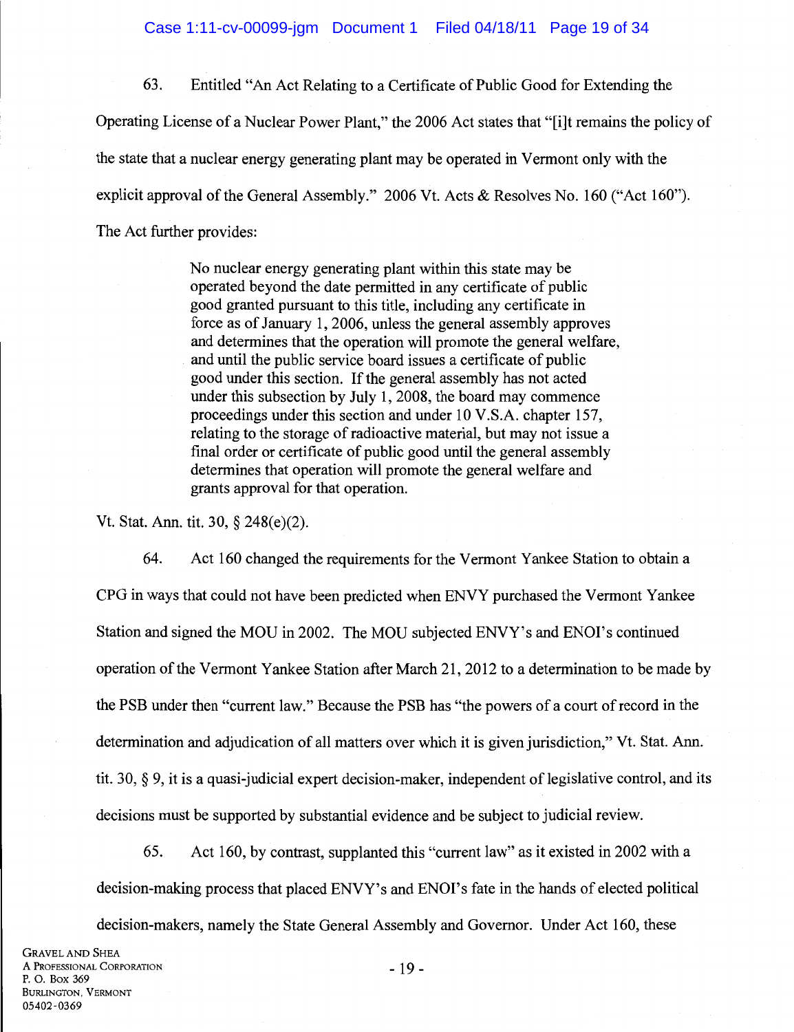63. Entitled "An Act Relating to a Certificate of Public Good for Extending the Operating License of a Nuclear Power Plant," the 2006 Act states that "[i]t remains the policy of the state that a nuclear energy generating plant may be operated in Vermont only with the explicit approval of the General Assembly." 2006 Vt. Acts & Resolves No. 160 ("Act 160"). The Act further provides:

> No nuclear energy generating plant within this state may be operated beyond the date permitted in any certificate of public good granted pursuant to this title, including any certificate in force as of January 1, 2006, unless the general assembly approves and determines that the operation will promote the general welfare, and until the public service board issues a certificate of public good under this section. If the general assembly has not acted under this subsection by July 1, 2008, the board may commence proceedings under this section and under 10 V.S.A. chapter 157, relating to the storage of radioactive material, but may not issue a final order or certificate of public good until the general assembly determines that operation will promote the general welfare and grants approval for that operation.

Vt. Stat. Ann. tit. 30, § 248(e)(2).

64. Act 160 changed the requirements for the Vermont Yankee Station to obtain a CPG in ways that could not have been predicted when ENVY purchased the Vermont Yankee Station and signed the MOU in 2002. The MOU subjected ENVY's and ENOI's continued operation of the Vermont Yankee Station after March 21, 2012 to a determination to be made by the PSB under then "current law." Because the PSB has "the powers of a court of record in the determination and adjudication of all matters over which it is given jurisdiction," Vt. Stat. Ann. tit. 30, § 9, it is a quasi-judicial expert decision-maker, independent of legislative control, and its decisions must be supported by substantial evidence and be subject to judicial review.

65. Act 160, by contrast, supplanted this "current law" as it existed in 2002 with a decision-making process that placed ENVY's and ENOI's fate in the hands of elected political decision-makers, namely the State General Assembly and Governor. Under Act 160, these

GRAVEL AND SHEA
A PROFESSIONAL CORPORATION
P. O. BOX 369
BURLINGTON, VERMONT
05402-0369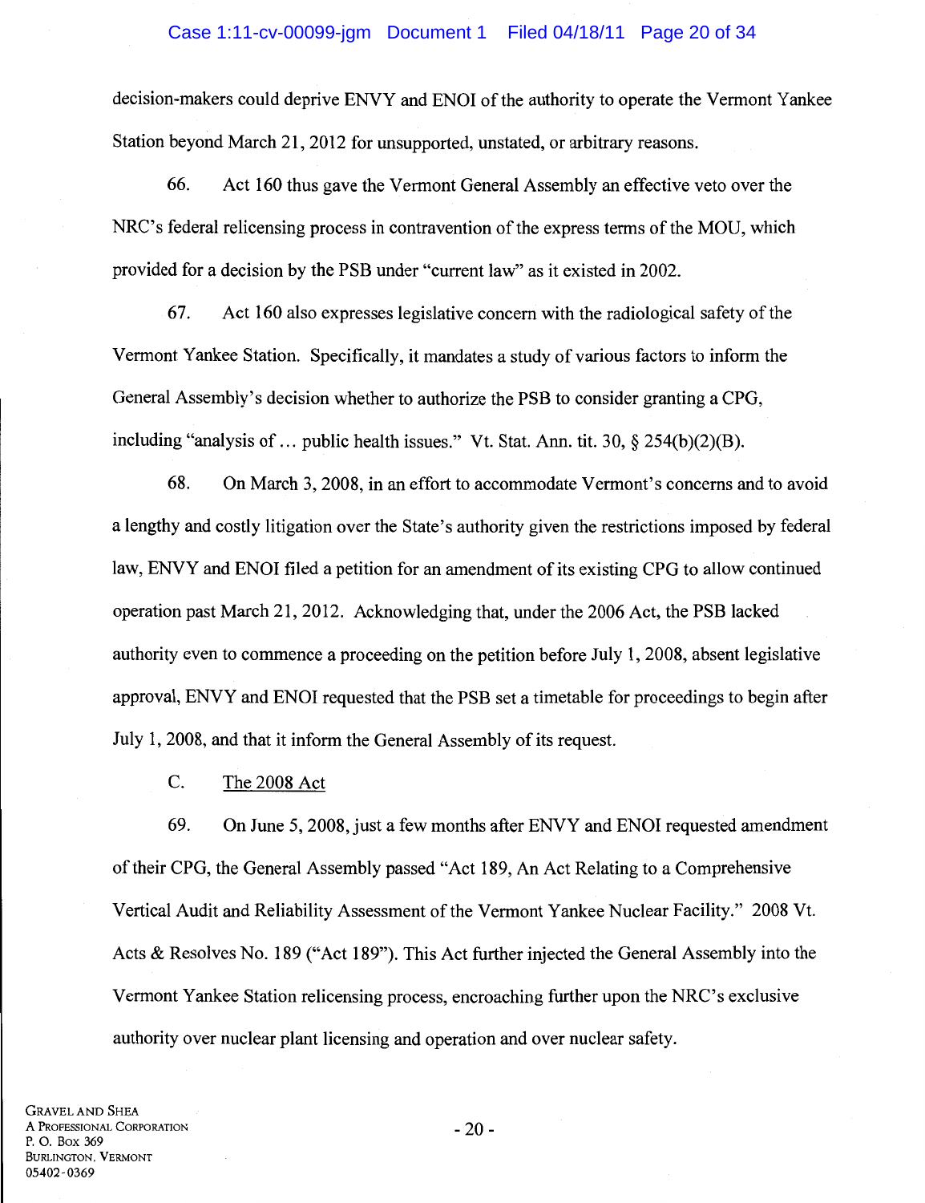decision-makers could deprive ENVY and ENOI of the authority to operate the Vermont Yankee Station beyond March 21, 2012 for unsupported, unstated, or arbitrary reasons.

66. Act 160 thus gave the Vermont General Assembly an effective veto over the NRC's federal relicensing process in contravention of the express terms of the MOU, which provided for a decision by the PSB under "current law" as it existed in 2002.

67. Act 160 also expresses legislative concern with the radiological safety of the Vermont Yankee Station. Specifically, it mandates a study of various factors to inform the General Assembly's decision whether to authorize the PSB to consider granting a CPG, including "analysis of … public health issues." Vt. Stat. Ann. tit. 30, § 254(b)(2)(B).

68. On March 3, 2008, in an effort to accommodate Vermont's concerns and to avoid a lengthy and costly litigation over the State's authority given the restrictions imposed by federal law, ENVY and ENOI filed a petition for an amendment of its existing CPG to allow continued operation past March 21, 2012. Acknowledging that, under the 2006 Act, the PSB lacked authority even to commence a proceeding on the petition before July 1, 2008, absent legislative approval, ENVY and ENOI requested that the PSB set a timetable for proceedings to begin after July 1, 2008, and that it inform the General Assembly of its request.

C. The 2008 Act

69. On June 5, 2008, just a few months after ENVY and ENOI requested amendment of their CPG, the General Assembly passed "Act 189, An Act Relating to a Comprehensive Vertical Audit and Reliability Assessment of the Vermont Yankee Nuclear Facility." 2008 Vt. Acts & Resolves No. 189 ("Act 189"). This Act further injected the General Assembly into the Vermont Yankee Station relicensing process, encroaching further upon the NRC's exclusive authority over nuclear plant licensing and operation and over nuclear safety.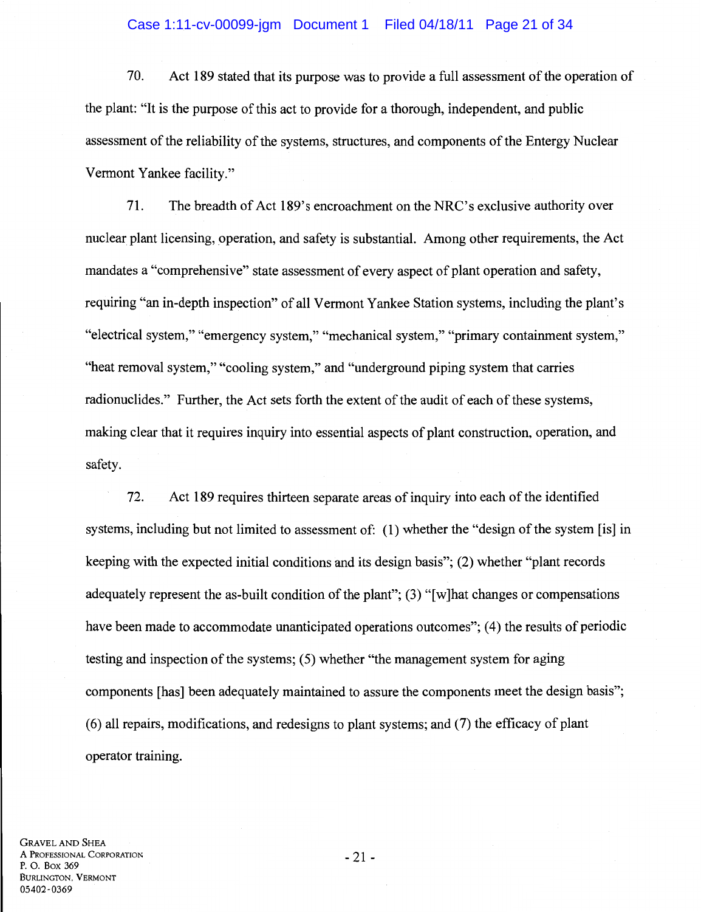70. Act 189 stated that its purpose was to provide a full assessment of the operation of the plant: "It is the purpose of this act to provide for a thorough, independent, and public assessment of the reliability of the systems, structures, and components of the Entergy Nuclear Vermont Yankee facility."

71. The breadth of Act 189's encroachment on the NRC's exclusive authority over nuclear plant licensing, operation, and safety is substantial. Among other requirements, the Act mandates a "comprehensive" state assessment of every aspect of plant operation and safety, requiring "an in-depth inspection" of all Vermont Yankee Station systems, including the plant's "electrical system," "emergency system," "mechanical system," "primary containment system," "heat removal system," "cooling system," and "underground piping system that carries radionuclides." Further, the Act sets forth the extent of the audit of each of these systems, making clear that it requires inquiry into essential aspects of plant construction, operation, and safety.

72. Act 189 requires thirteen separate areas of inquiry into each of the identified systems, including but not limited to assessment of: (1) whether the "design of the system [is] in keeping with the expected initial conditions and its design basis"; (2) whether "plant records adequately represent the as-built condition of the plant"; (3) "[w]hat changes or compensations have been made to accommodate unanticipated operations outcomes"; (4) the results of periodic testing and inspection of the systems; (5) whether "the management system for aging components [has] been adequately maintained to assure the components meet the design basis"; (6) all repairs, modifications, and redesigns to plant systems; and (7) the efficacy of plant operator training.

GRAVEL AND SHEA
A PROFESSIONAL CORPORATION
P. O. BOX 369
BURLINGTON, VERMONT
05402-0369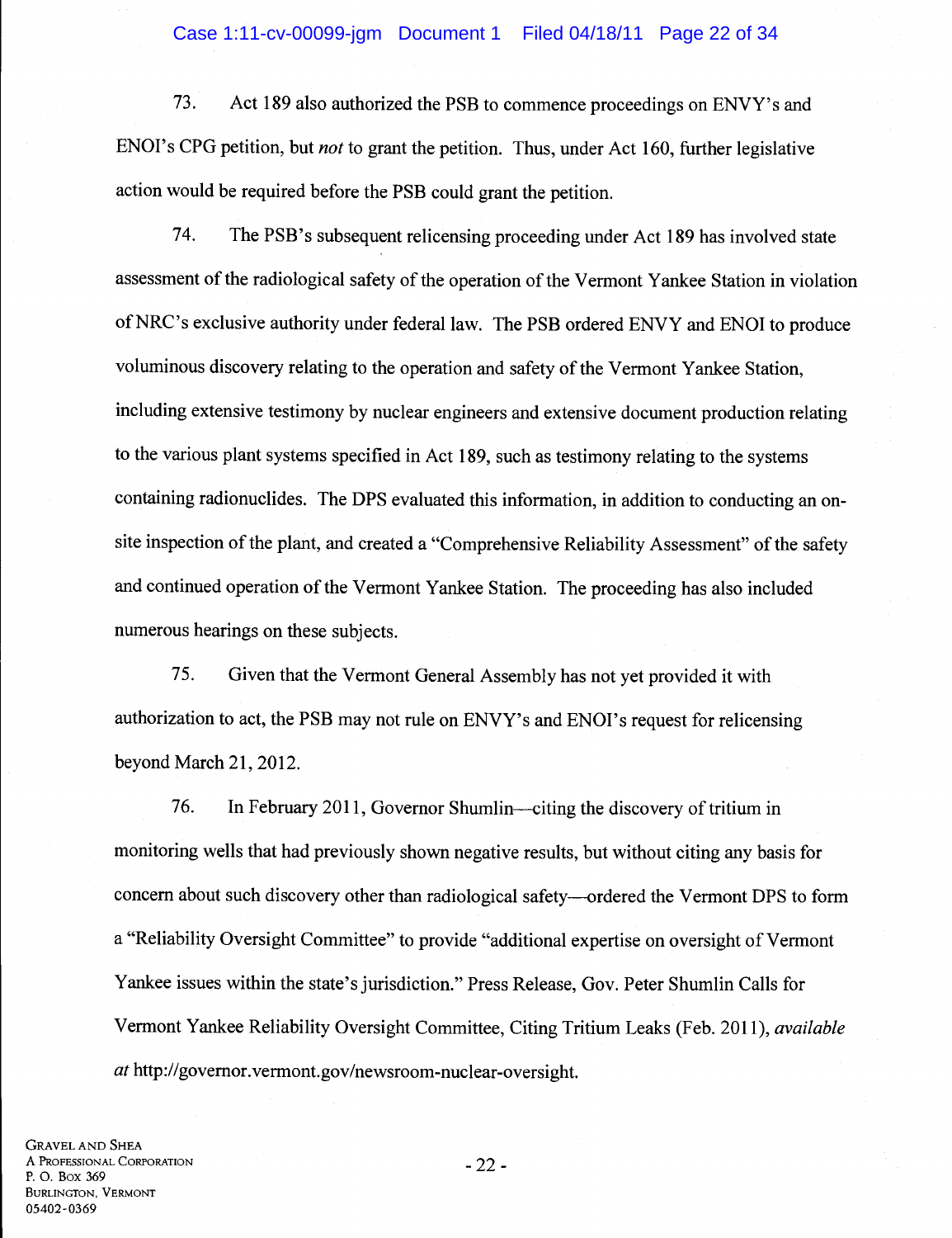73. Act 189 also authorized the PSB to commence proceedings on ENVY's and ENOI's CPG petition, but *not* to grant the petition. Thus, under Act 160, further legislative action would be required before the PSB could grant the petition.

74. The PSB's subsequent relicensing proceeding under Act 189 has involved state assessment of the radiological safety of the operation of the Vermont Yankee Station in violation of NRC's exclusive authority under federal law. The PSB ordered ENVY and ENOI to produce voluminous discovery relating to the operation and safety of the Vermont Yankee Station, including extensive testimony by nuclear engineers and extensive document production relating to the various plant systems specified in Act 189, such as testimony relating to the systems containing radionuclides. The DPS evaluated this information, in addition to conducting an on-site inspection of the plant, and created a "Comprehensive Reliability Assessment" of the safety and continued operation of the Vermont Yankee Station. The proceeding has also included numerous hearings on these subjects.

75. Given that the Vermont General Assembly has not yet provided it with authorization to act, the PSB may not rule on ENVY's and ENOI's request for relicensing beyond March 21, 2012.

76. In February 2011, Governor Shumlin—citing the discovery of tritium in monitoring wells that had previously shown negative results, but without citing any basis for concern about such discovery other than radiological safety—ordered the Vermont DPS to form a "Reliability Oversight Committee" to provide "additional expertise on oversight of Vermont Yankee issues within the state's jurisdiction." Press Release, Gov. Peter Shumlin Calls for Vermont Yankee Reliability Oversight Committee, Citing Tritium Leaks (Feb. 2011), *available at* http://governor.vermont.gov/newsroom-nuclear-oversight.

GRAVEL AND SHEA
A PROFESSIONAL CORPORATION
P. O. BOX 369
BURLINGTON, VERMONT
05402-0369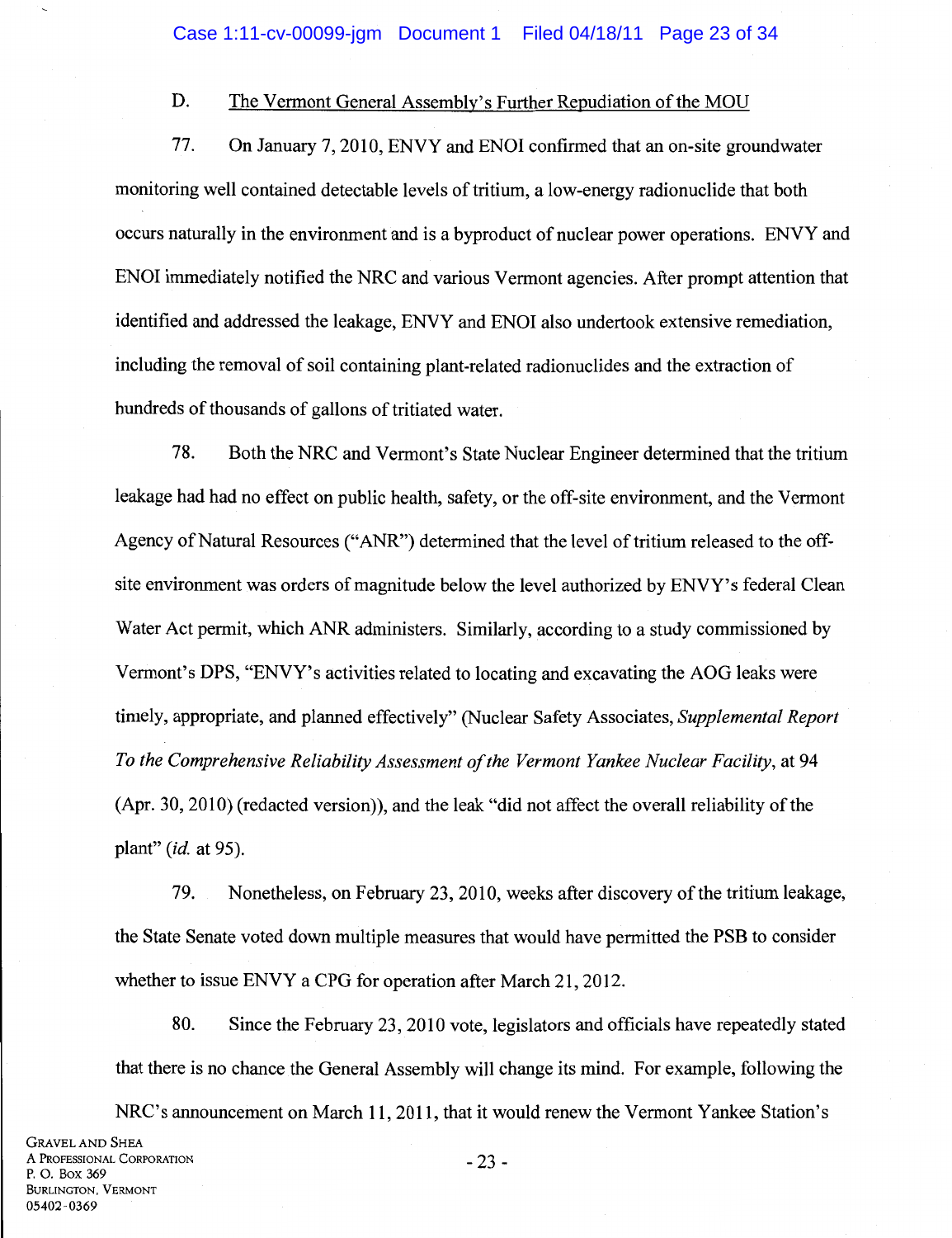D. <u>The Vermont General Assembly's Further Repudiation of the MOU</u>

77. On January 7, 2010, ENVY and ENOI confirmed that an on-site groundwater monitoring well contained detectable levels of tritium, a low-energy radionuclide that both occurs naturally in the environment and is a byproduct of nuclear power operations. ENVY and ENOI immediately notified the NRC and various Vermont agencies. After prompt attention that identified and addressed the leakage, ENVY and ENOI also undertook extensive remediation, including the removal of soil containing plant-related radionuclides and the extraction of hundreds of thousands of gallons of tritiated water.

78. Both the NRC and Vermont's State Nuclear Engineer determined that the tritium leakage had had no effect on public health, safety, or the off-site environment, and the Vermont Agency of Natural Resources ("ANR") determined that the level of tritium released to the off-site environment was orders of magnitude below the level authorized by ENVY's federal Clean Water Act permit, which ANR administers. Similarly, according to a study commissioned by Vermont's DPS, "ENVY's activities related to locating and excavating the AOG leaks were timely, appropriate, and planned effectively" (Nuclear Safety Associates, *Supplemental Report To the Comprehensive Reliability Assessment of the Vermont Yankee Nuclear Facility*, at 94 (Apr. 30, 2010) (redacted version)), and the leak "did not affect the overall reliability of the plant" (*id.* at 95).

79. Nonetheless, on February 23, 2010, weeks after discovery of the tritium leakage, the State Senate voted down multiple measures that would have permitted the PSB to consider whether to issue ENVY a CPG for operation after March 21, 2012.

80. Since the February 23, 2010 vote, legislators and officials have repeatedly stated that there is no chance the General Assembly will change its mind. For example, following the NRC's announcement on March 11, 2011, that it would renew the Vermont Yankee Station's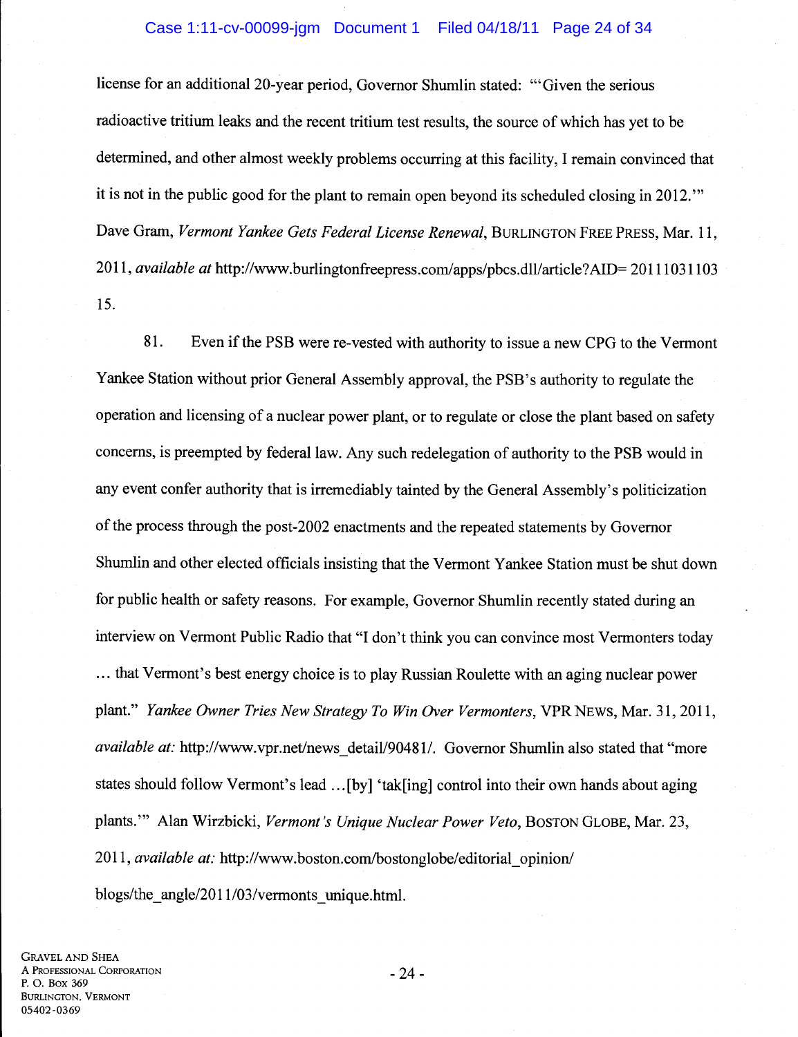license for an additional 20-year period, Governor Shumlin stated: "'Given the serious radioactive tritium leaks and the recent tritium test results, the source of which has yet to be determined, and other almost weekly problems occurring at this facility, I remain convinced that it is not in the public good for the plant to remain open beyond its scheduled closing in 2012.'" Dave Gram, *Vermont Yankee Gets Federal License Renewal*, BURLINGTON FREE PRESS, Mar. 11, 2011, *available at* http://www.burlingtonfreepress.com/apps/pbcs.dll/article?AID= 20111031103 15.

81. Even if the PSB were re-vested with authority to issue a new CPG to the Vermont Yankee Station without prior General Assembly approval, the PSB's authority to regulate the operation and licensing of a nuclear power plant, or to regulate or close the plant based on safety concerns, is preempted by federal law. Any such redelegation of authority to the PSB would in any event confer authority that is irremediably tainted by the General Assembly's politicization of the process through the post-2002 enactments and the repeated statements by Governor Shumlin and other elected officials insisting that the Vermont Yankee Station must be shut down for public health or safety reasons. For example, Governor Shumlin recently stated during an interview on Vermont Public Radio that "I don't think you can convince most Vermonters today ... that Vermont's best energy choice is to play Russian Roulette with an aging nuclear power plant." *Yankee Owner Tries New Strategy To Win Over Vermonters*, VPR NEWS, Mar. 31, 2011, *available at:* http://www.vpr.net/news_detail/90481/. Governor Shumlin also stated that "more states should follow Vermont's lead ...[by] 'tak[ing] control into their own hands about aging plants.'" Alan Wirzbicki, *Vermont's Unique Nuclear Power Veto*, BOSTON GLOBE, Mar. 23, 2011, *available at:* http://www.boston.com/bostonglobe/editorial_opinion/ blogs/the_angle/2011/03/vermonts_unique.html.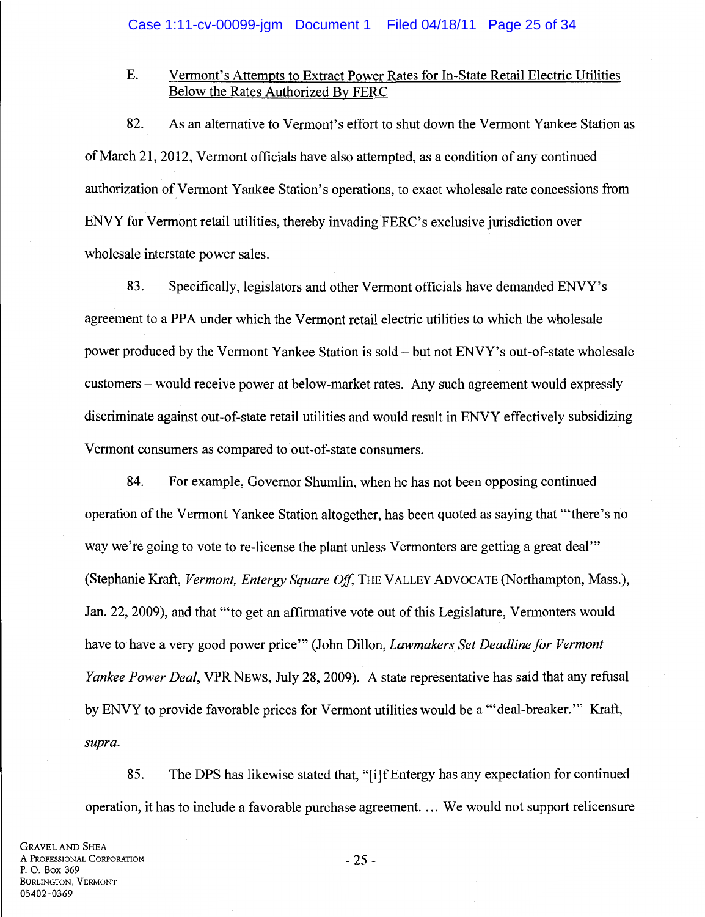E. Vermont's Attempts to Extract Power Rates for In-State Retail Electric Utilities Below the Rates Authorized By FERC

82. As an alternative to Vermont's effort to shut down the Vermont Yankee Station as of March 21, 2012, Vermont officials have also attempted, as a condition of any continued authorization of Vermont Yankee Station's operations, to exact wholesale rate concessions from ENVY for Vermont retail utilities, thereby invading FERC's exclusive jurisdiction over wholesale interstate power sales.

83. Specifically, legislators and other Vermont officials have demanded ENVY's agreement to a PPA under which the Vermont retail electric utilities to which the wholesale power produced by the Vermont Yankee Station is sold – but not ENVY's out-of-state wholesale customers – would receive power at below-market rates. Any such agreement would expressly discriminate against out-of-state retail utilities and would result in ENVY effectively subsidizing Vermont consumers as compared to out-of-state consumers.

84. For example, Governor Shumlin, when he has not been opposing continued operation of the Vermont Yankee Station altogether, has been quoted as saying that "'there's no way we're going to vote to re-license the plant unless Vermonters are getting a great deal'" (Stephanie Kraft, *Vermont, Entergy Square Off*, THE VALLEY ADVOCATE (Northampton, Mass.), Jan. 22, 2009), and that "'to get an affirmative vote out of this Legislature, Vermonters would have to have a very good power price'" (John Dillon, *Lawmakers Set Deadline for Vermont Yankee Power Deal*, VPR NEWS, July 28, 2009). A state representative has said that any refusal by ENVY to provide favorable prices for Vermont utilities would be a "'deal-breaker.'" Kraft, *supra*.

85. The DPS has likewise stated that, "[i]f Entergy has any expectation for continued operation, it has to include a favorable purchase agreement. … We would not support relicensure

GRAVEL AND SHEA
A PROFESSIONAL CORPORATION
P. O. BOX 369
BURLINGTON, VERMONT
05402-0369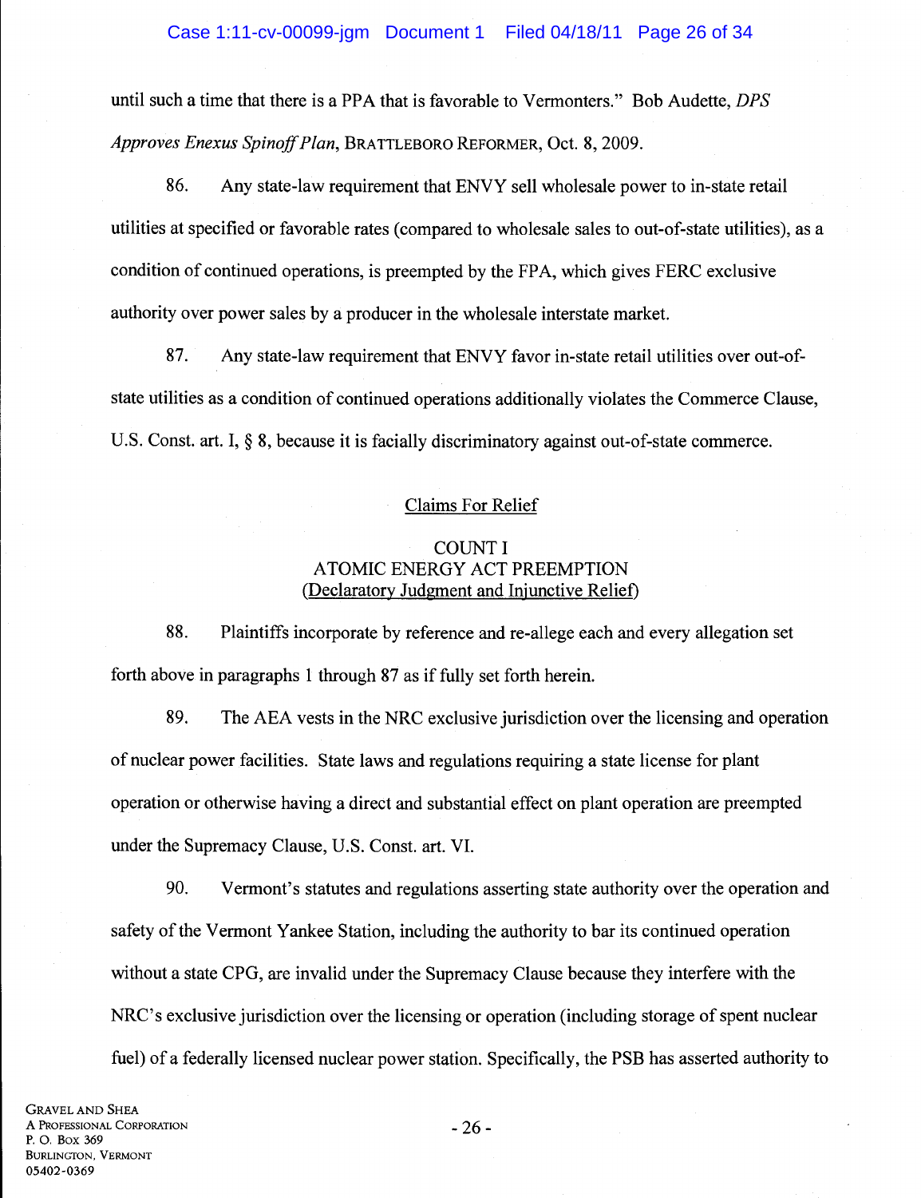until such a time that there is a PPA that is favorable to Vermonters." Bob Audette, *DPS Approves Enexus Spinoff Plan*, BRATTLEBORO REFORMER, Oct. 8, 2009.

86. Any state-law requirement that ENVY sell wholesale power to in-state retail utilities at specified or favorable rates (compared to wholesale sales to out-of-state utilities), as a condition of continued operations, is preempted by the FPA, which gives FERC exclusive authority over power sales by a producer in the wholesale interstate market.

87. Any state-law requirement that ENVY favor in-state retail utilities over out-of-state utilities as a condition of continued operations additionally violates the Commerce Clause, U.S. Const. art. I, § 8, because it is facially discriminatory against out-of-state commerce.

## Claims For Relief

### COUNT I
### ATOMIC ENERGY ACT PREEMPTION
### (Declaratory Judgment and Injunctive Relief)

88. Plaintiffs incorporate by reference and re-allege each and every allegation set forth above in paragraphs 1 through 87 as if fully set forth herein.

89. The AEA vests in the NRC exclusive jurisdiction over the licensing and operation of nuclear power facilities. State laws and regulations requiring a state license for plant operation or otherwise having a direct and substantial effect on plant operation are preempted under the Supremacy Clause, U.S. Const. art. VI.

90. Vermont's statutes and regulations asserting state authority over the operation and safety of the Vermont Yankee Station, including the authority to bar its continued operation without a state CPG, are invalid under the Supremacy Clause because they interfere with the NRC's exclusive jurisdiction over the licensing or operation (including storage of spent nuclear fuel) of a federally licensed nuclear power station. Specifically, the PSB has asserted authority to

GRAVEL AND SHEA
A PROFESSIONAL CORPORATION
P. O. BOX 369
BURLINGTON, VERMONT
05402-0369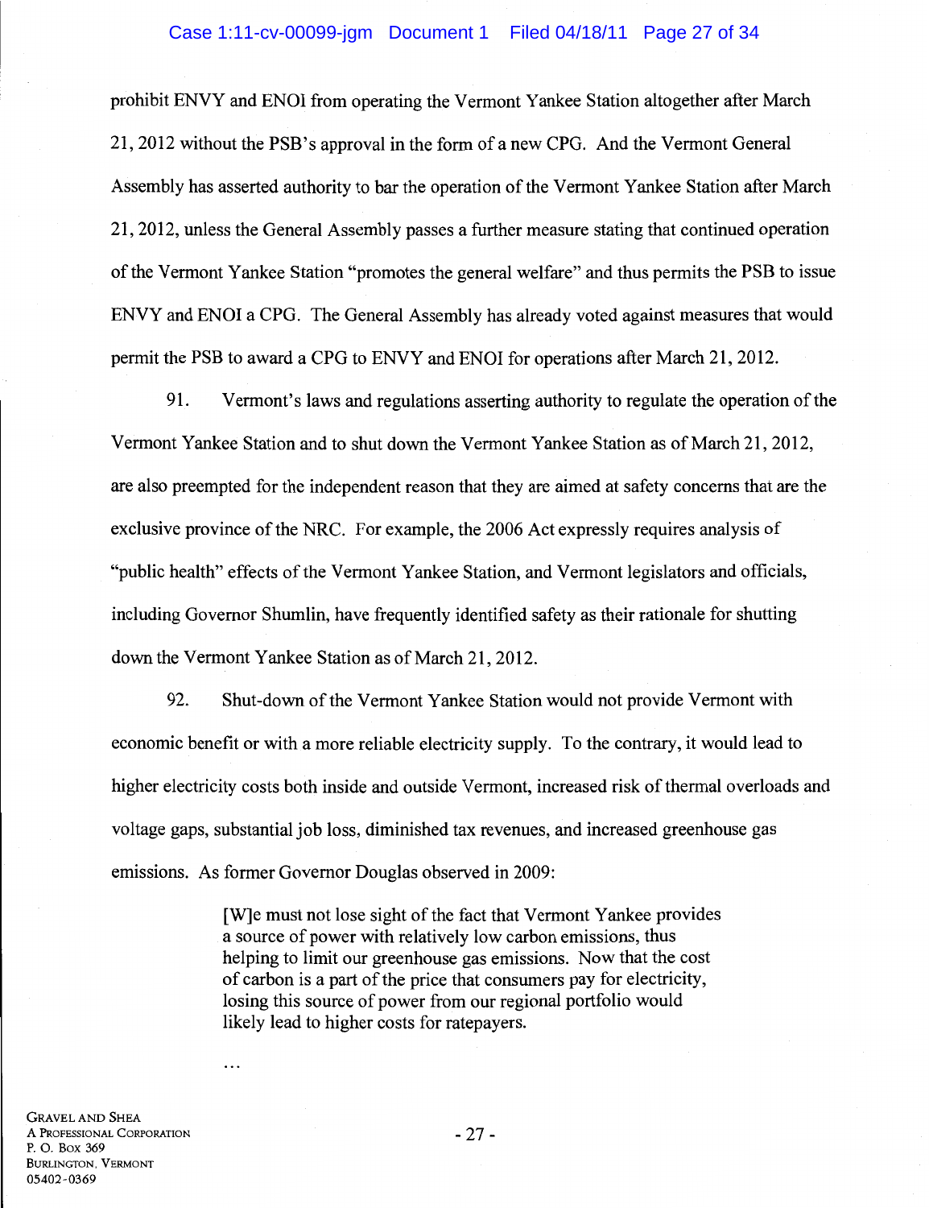prohibit ENVY and ENOI from operating the Vermont Yankee Station altogether after March 21, 2012 without the PSB's approval in the form of a new CPG. And the Vermont General Assembly has asserted authority to bar the operation of the Vermont Yankee Station after March 21, 2012, unless the General Assembly passes a further measure stating that continued operation of the Vermont Yankee Station "promotes the general welfare" and thus permits the PSB to issue ENVY and ENOI a CPG. The General Assembly has already voted against measures that would permit the PSB to award a CPG to ENVY and ENOI for operations after March 21, 2012.

91. Vermont's laws and regulations asserting authority to regulate the operation of the Vermont Yankee Station and to shut down the Vermont Yankee Station as of March 21, 2012, are also preempted for the independent reason that they are aimed at safety concerns that are the exclusive province of the NRC. For example, the 2006 Act expressly requires analysis of "public health" effects of the Vermont Yankee Station, and Vermont legislators and officials, including Governor Shumlin, have frequently identified safety as their rationale for shutting down the Vermont Yankee Station as of March 21, 2012.

92. Shut-down of the Vermont Yankee Station would not provide Vermont with economic benefit or with a more reliable electricity supply. To the contrary, it would lead to higher electricity costs both inside and outside Vermont, increased risk of thermal overloads and voltage gaps, substantial job loss, diminished tax revenues, and increased greenhouse gas emissions. As former Governor Douglas observed in 2009:

> [W]e must not lose sight of the fact that Vermont Yankee provides a source of power with relatively low carbon emissions, thus helping to limit our greenhouse gas emissions. Now that the cost of carbon is a part of the price that consumers pay for electricity, losing this source of power from our regional portfolio would likely lead to higher costs for ratepayers.
>
> . . .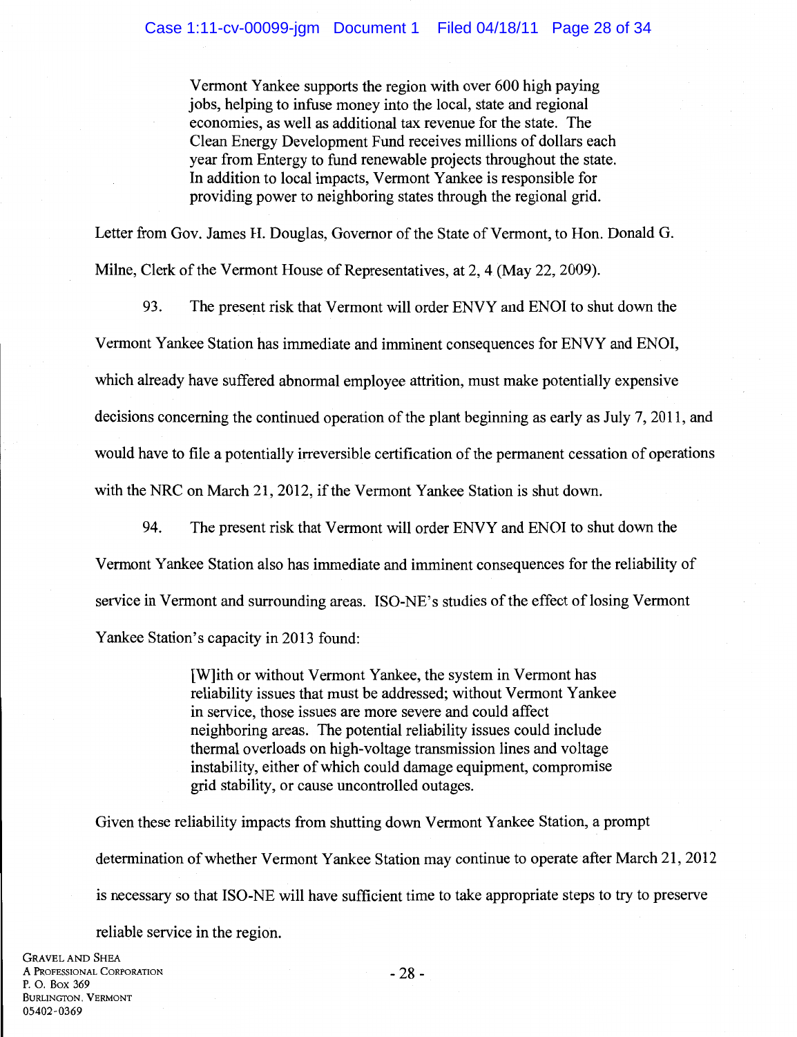> Vermont Yankee supports the region with over 600 high paying jobs, helping to infuse money into the local, state and regional economies, as well as additional tax revenue for the state. The Clean Energy Development Fund receives millions of dollars each year from Entergy to fund renewable projects throughout the state. In addition to local impacts, Vermont Yankee is responsible for providing power to neighboring states through the regional grid.

Letter from Gov. James H. Douglas, Governor of the State of Vermont, to Hon. Donald G. Milne, Clerk of the Vermont House of Representatives, at 2, 4 (May 22, 2009).

93. The present risk that Vermont will order ENVY and ENOI to shut down the Vermont Yankee Station has immediate and imminent consequences for ENVY and ENOI, which already have suffered abnormal employee attrition, must make potentially expensive decisions concerning the continued operation of the plant beginning as early as July 7, 2011, and would have to file a potentially irreversible certification of the permanent cessation of operations with the NRC on March 21, 2012, if the Vermont Yankee Station is shut down.

94. The present risk that Vermont will order ENVY and ENOI to shut down the Vermont Yankee Station also has immediate and imminent consequences for the reliability of service in Vermont and surrounding areas. ISO-NE's studies of the effect of losing Vermont Yankee Station's capacity in 2013 found:

> [W]ith or without Vermont Yankee, the system in Vermont has reliability issues that must be addressed; without Vermont Yankee in service, those issues are more severe and could affect neighboring areas. The potential reliability issues could include thermal overloads on high-voltage transmission lines and voltage instability, either of which could damage equipment, compromise grid stability, or cause uncontrolled outages.

Given these reliability impacts from shutting down Vermont Yankee Station, a prompt determination of whether Vermont Yankee Station may continue to operate after March 21, 2012 is necessary so that ISO-NE will have sufficient time to take appropriate steps to try to preserve reliable service in the region.

GRAVEL AND SHEA
A PROFESSIONAL CORPORATION
P. O. BOX 369
BURLINGTON, VERMONT
05402-0369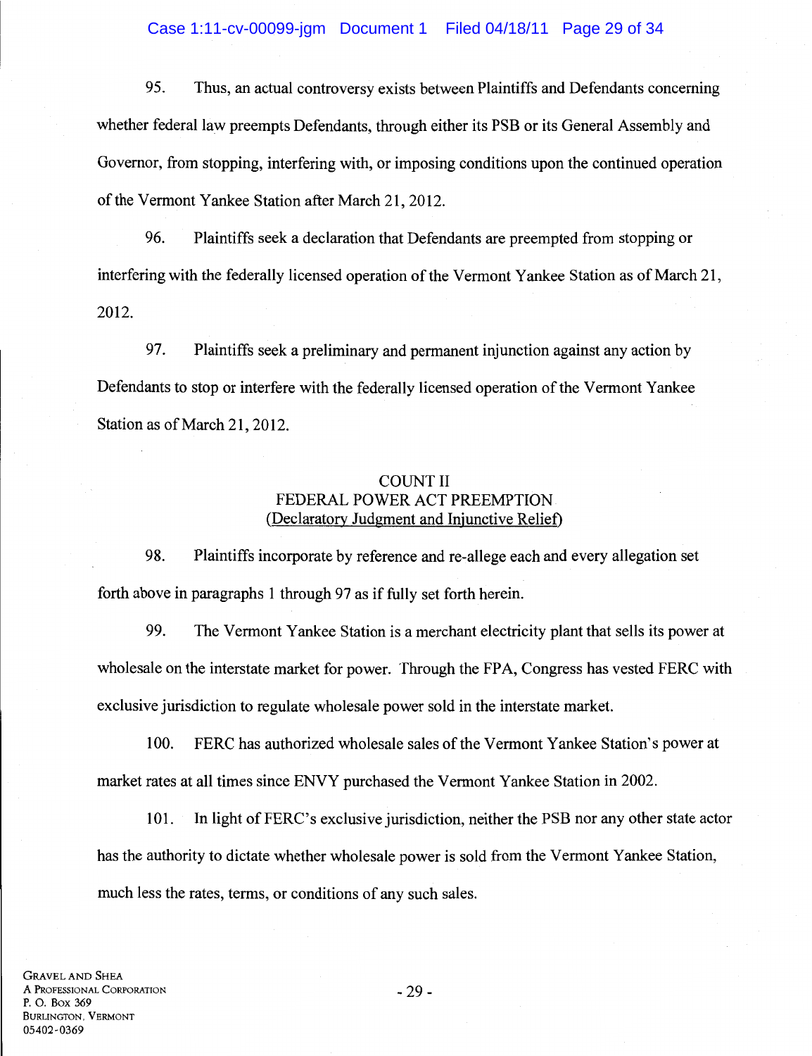95. Thus, an actual controversy exists between Plaintiffs and Defendants concerning whether federal law preempts Defendants, through either its PSB or its General Assembly and Governor, from stopping, interfering with, or imposing conditions upon the continued operation of the Vermont Yankee Station after March 21, 2012.

96. Plaintiffs seek a declaration that Defendants are preempted from stopping or interfering with the federally licensed operation of the Vermont Yankee Station as of March 21, 2012.

97. Plaintiffs seek a preliminary and permanent injunction against any action by Defendants to stop or interfere with the federally licensed operation of the Vermont Yankee Station as of March 21, 2012.

## COUNT II
## FEDERAL POWER ACT PREEMPTION
## (Declaratory Judgment and Injunctive Relief)

98. Plaintiffs incorporate by reference and re-allege each and every allegation set forth above in paragraphs 1 through 97 as if fully set forth herein.

99. The Vermont Yankee Station is a merchant electricity plant that sells its power at wholesale on the interstate market for power. Through the FPA, Congress has vested FERC with exclusive jurisdiction to regulate wholesale power sold in the interstate market.

100. FERC has authorized wholesale sales of the Vermont Yankee Station's power at market rates at all times since ENVY purchased the Vermont Yankee Station in 2002.

101. In light of FERC's exclusive jurisdiction, neither the PSB nor any other state actor has the authority to dictate whether wholesale power is sold from the Vermont Yankee Station, much less the rates, terms, or conditions of any such sales.

GRAVEL AND SHEA
A PROFESSIONAL CORPORATION
P. O. BOX 369
BURLINGTON, VERMONT
05402-0369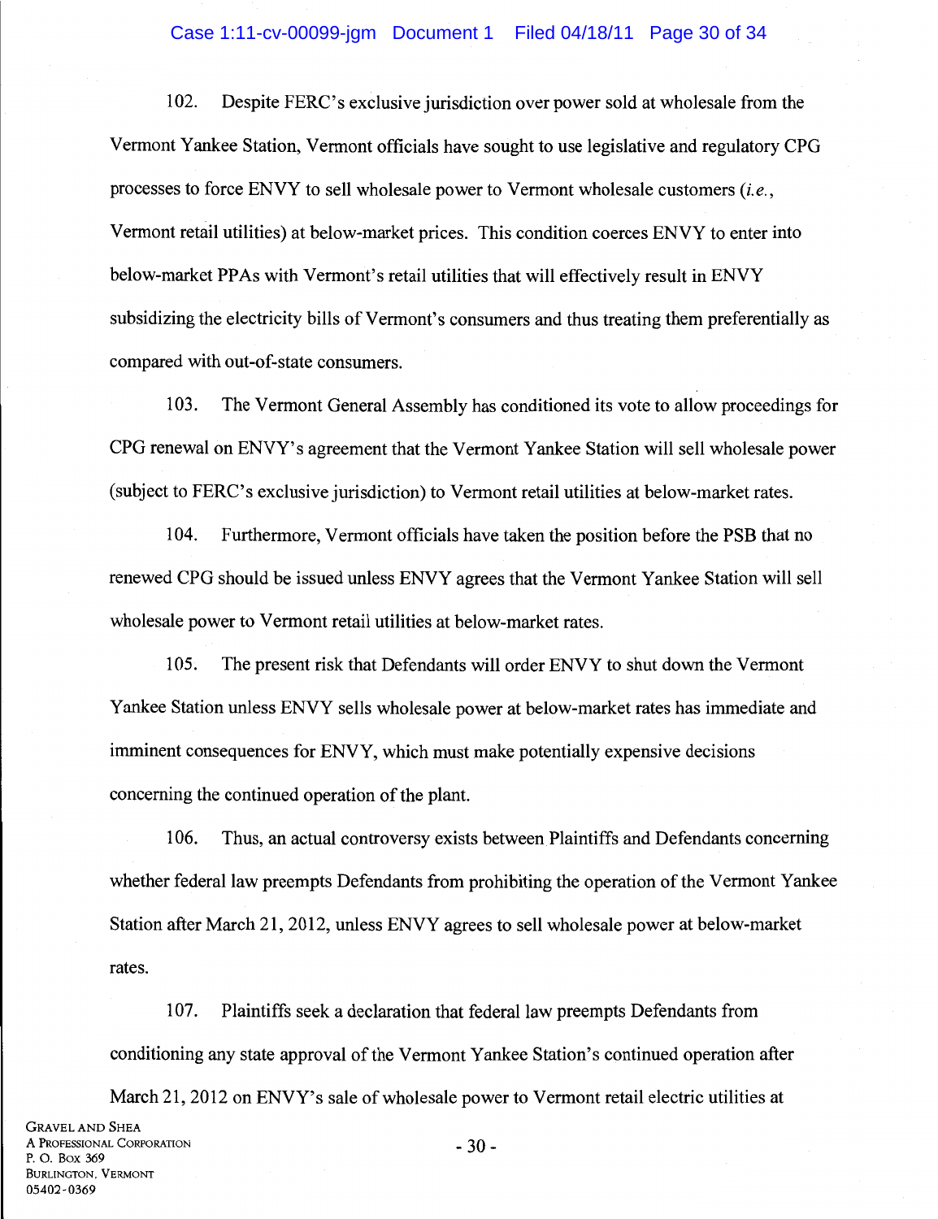102. Despite FERC's exclusive jurisdiction over power sold at wholesale from the Vermont Yankee Station, Vermont officials have sought to use legislative and regulatory CPG processes to force ENVY to sell wholesale power to Vermont wholesale customers (*i.e.*, Vermont retail utilities) at below-market prices. This condition coerces ENVY to enter into below-market PPAs with Vermont's retail utilities that will effectively result in ENVY subsidizing the electricity bills of Vermont's consumers and thus treating them preferentially as compared with out-of-state consumers.

103. The Vermont General Assembly has conditioned its vote to allow proceedings for CPG renewal on ENVY's agreement that the Vermont Yankee Station will sell wholesale power (subject to FERC's exclusive jurisdiction) to Vermont retail utilities at below-market rates.

104. Furthermore, Vermont officials have taken the position before the PSB that no renewed CPG should be issued unless ENVY agrees that the Vermont Yankee Station will sell wholesale power to Vermont retail utilities at below-market rates.

105. The present risk that Defendants will order ENVY to shut down the Vermont Yankee Station unless ENVY sells wholesale power at below-market rates has immediate and imminent consequences for ENVY, which must make potentially expensive decisions concerning the continued operation of the plant.

106. Thus, an actual controversy exists between Plaintiffs and Defendants concerning whether federal law preempts Defendants from prohibiting the operation of the Vermont Yankee Station after March 21, 2012, unless ENVY agrees to sell wholesale power at below-market rates.

107. Plaintiffs seek a declaration that federal law preempts Defendants from conditioning any state approval of the Vermont Yankee Station's continued operation after March 21, 2012 on ENVY's sale of wholesale power to Vermont retail electric utilities at

GRAVEL AND SHEA
A PROFESSIONAL CORPORATION
P. O. BOX 369
BURLINGTON, VERMONT
05402-0369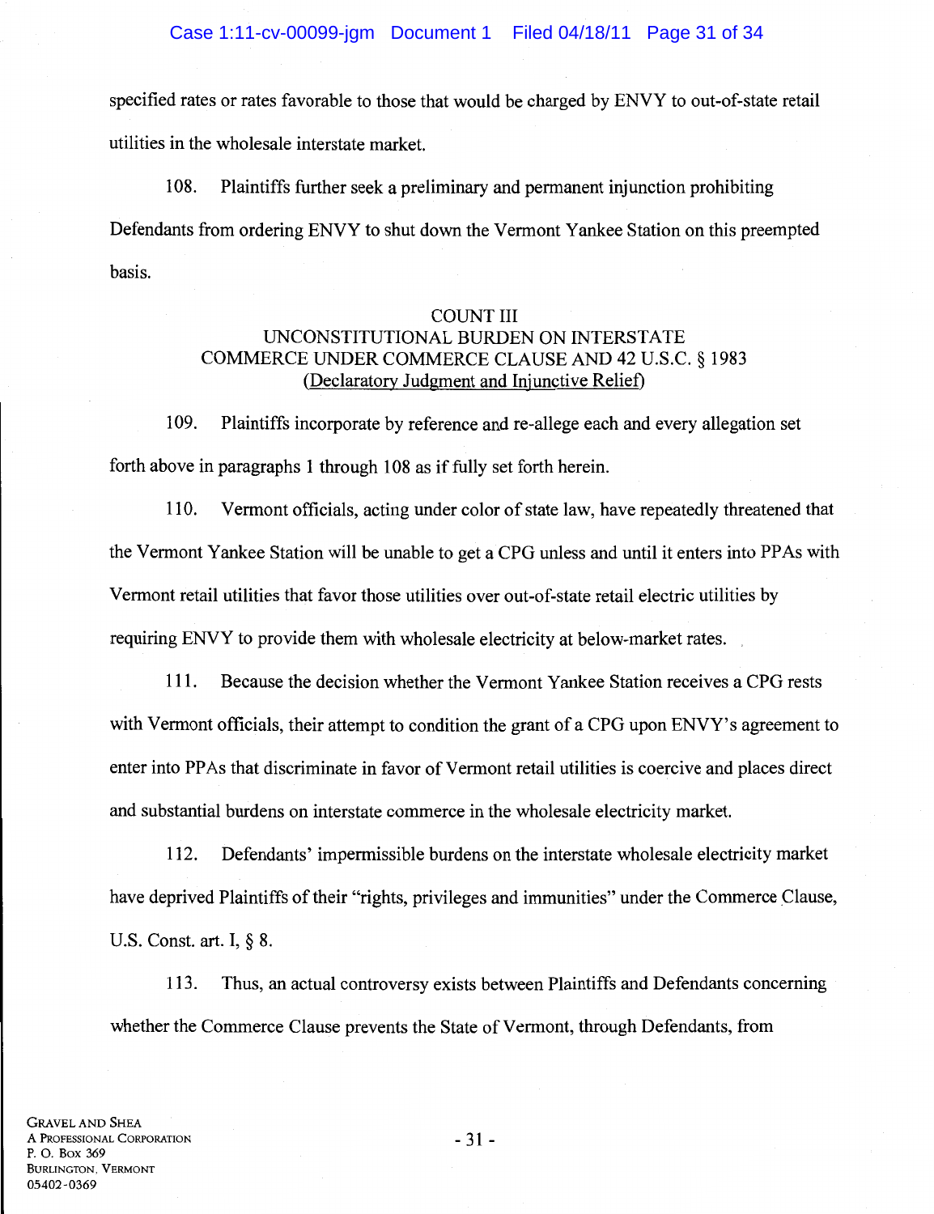specified rates or rates favorable to those that would be charged by ENVY to out-of-state retail utilities in the wholesale interstate market.

108. Plaintiffs further seek a preliminary and permanent injunction prohibiting Defendants from ordering ENVY to shut down the Vermont Yankee Station on this preempted basis.

### COUNT III
### UNCONSTITUTIONAL BURDEN ON INTERSTATE COMMERCE UNDER COMMERCE CLAUSE AND 42 U.S.C. § 1983
### (Declaratory Judgment and Injunctive Relief)

109. Plaintiffs incorporate by reference and re-allege each and every allegation set forth above in paragraphs 1 through 108 as if fully set forth herein.

110. Vermont officials, acting under color of state law, have repeatedly threatened that the Vermont Yankee Station will be unable to get a CPG unless and until it enters into PPAs with Vermont retail utilities that favor those utilities over out-of-state retail electric utilities by requiring ENVY to provide them with wholesale electricity at below-market rates.

111. Because the decision whether the Vermont Yankee Station receives a CPG rests with Vermont officials, their attempt to condition the grant of a CPG upon ENVY's agreement to enter into PPAs that discriminate in favor of Vermont retail utilities is coercive and places direct and substantial burdens on interstate commerce in the wholesale electricity market.

112. Defendants' impermissible burdens on the interstate wholesale electricity market have deprived Plaintiffs of their "rights, privileges and immunities" under the Commerce Clause, U.S. Const. art. I, § 8.

113. Thus, an actual controversy exists between Plaintiffs and Defendants concerning whether the Commerce Clause prevents the State of Vermont, through Defendants, from

GRAVEL AND SHEA
A PROFESSIONAL CORPORATION
P. O. BOX 369
BURLINGTON, VERMONT
05402-0369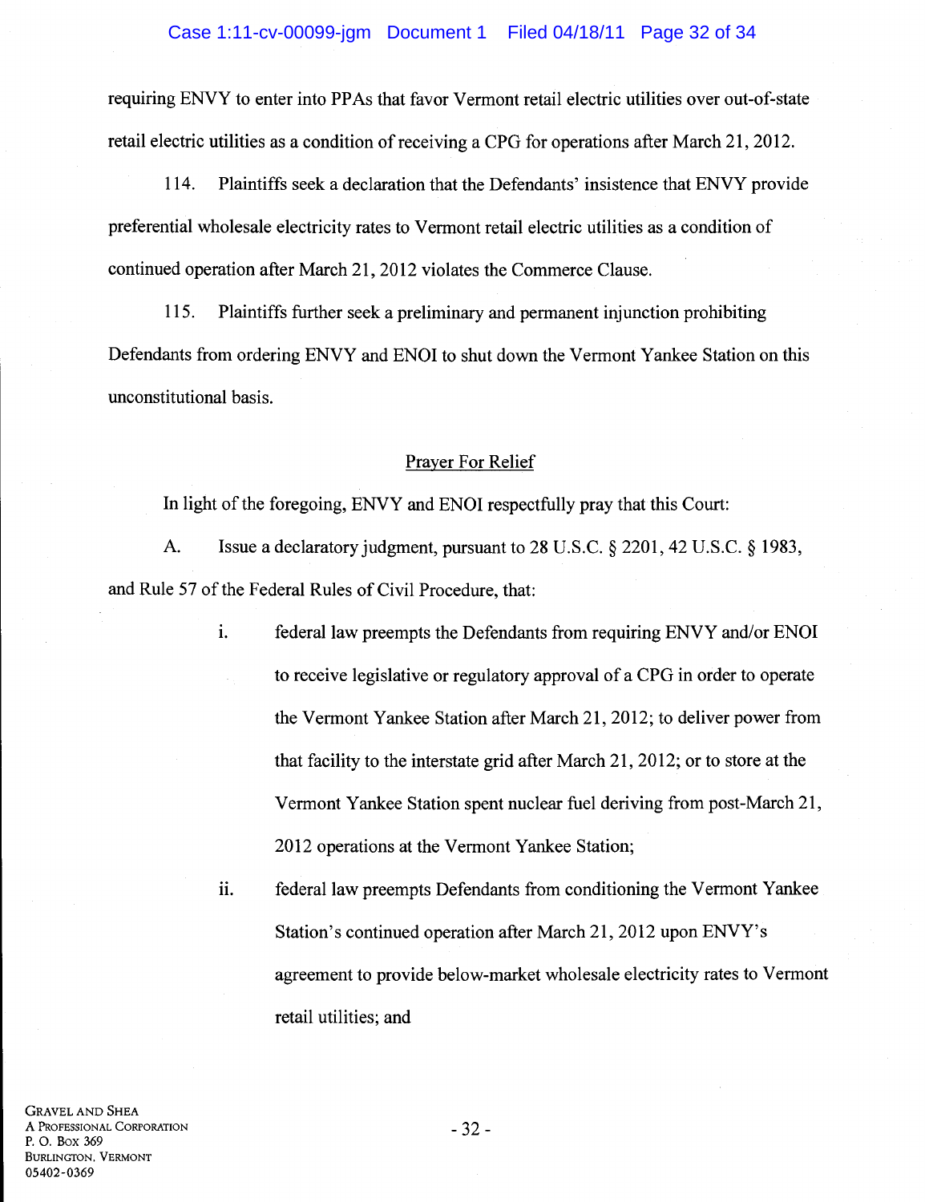requiring ENVY to enter into PPAs that favor Vermont retail electric utilities over out-of-state retail electric utilities as a condition of receiving a CPG for operations after March 21, 2012.

114. Plaintiffs seek a declaration that the Defendants' insistence that ENVY provide preferential wholesale electricity rates to Vermont retail electric utilities as a condition of continued operation after March 21, 2012 violates the Commerce Clause.

115. Plaintiffs further seek a preliminary and permanent injunction prohibiting Defendants from ordering ENVY and ENOI to shut down the Vermont Yankee Station on this unconstitutional basis.

## Prayer For Relief

In light of the foregoing, ENVY and ENOI respectfully pray that this Court:

A. Issue a declaratory judgment, pursuant to 28 U.S.C. § 2201, 42 U.S.C. § 1983, and Rule 57 of the Federal Rules of Civil Procedure, that:

i. federal law preempts the Defendants from requiring ENVY and/or ENOI to receive legislative or regulatory approval of a CPG in order to operate the Vermont Yankee Station after March 21, 2012; to deliver power from that facility to the interstate grid after March 21, 2012; or to store at the Vermont Yankee Station spent nuclear fuel deriving from post-March 21, 2012 operations at the Vermont Yankee Station;

ii. federal law preempts Defendants from conditioning the Vermont Yankee Station's continued operation after March 21, 2012 upon ENVY's agreement to provide below-market wholesale electricity rates to Vermont retail utilities; and

GRAVEL AND SHEA
A PROFESSIONAL CORPORATION
P. O. BOX 369
BURLINGTON, VERMONT
05402-0369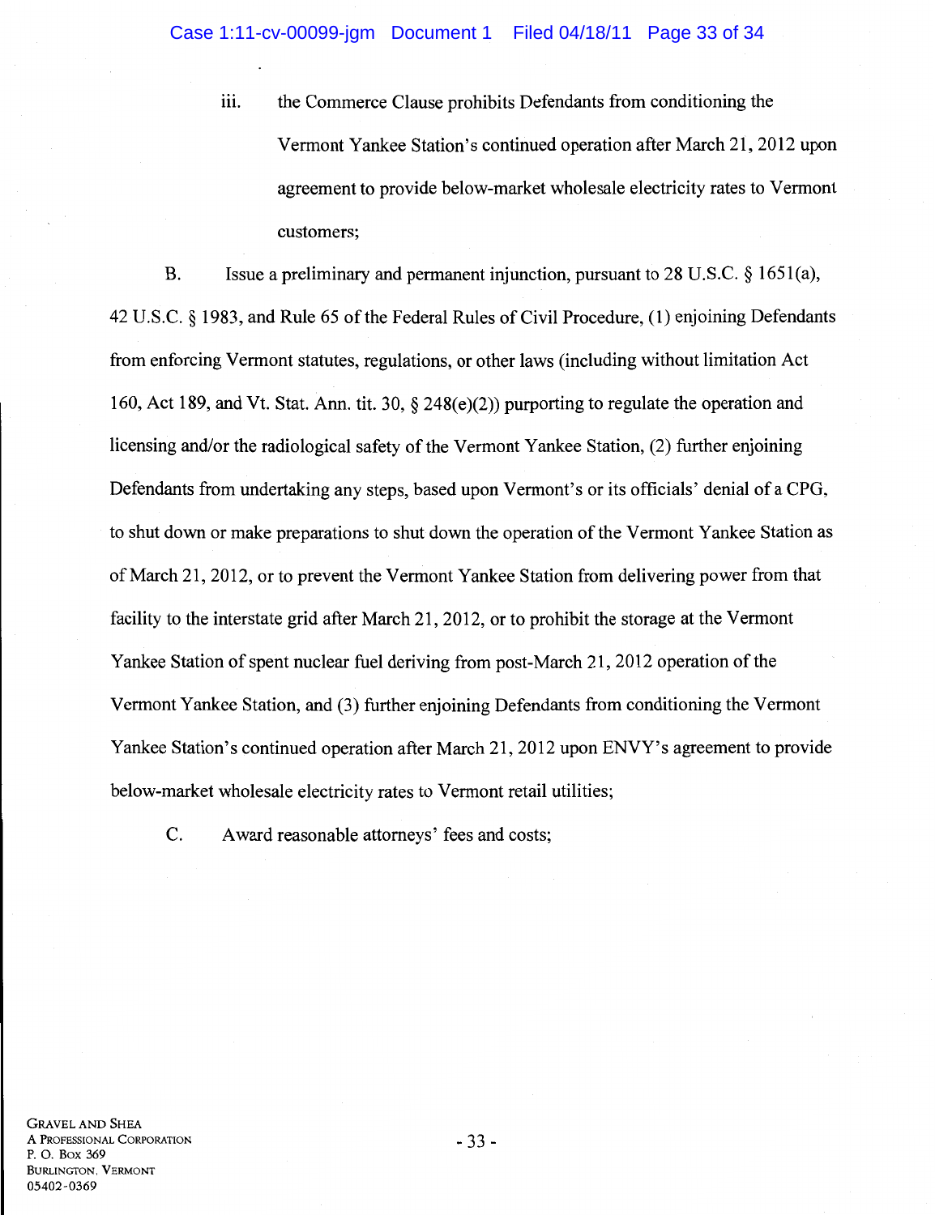iii. the Commerce Clause prohibits Defendants from conditioning the Vermont Yankee Station's continued operation after March 21, 2012 upon agreement to provide below-market wholesale electricity rates to Vermont customers;

B. Issue a preliminary and permanent injunction, pursuant to 28 U.S.C. § 1651(a), 42 U.S.C. § 1983, and Rule 65 of the Federal Rules of Civil Procedure, (1) enjoining Defendants from enforcing Vermont statutes, regulations, or other laws (including without limitation Act 160, Act 189, and Vt. Stat. Ann. tit. 30, § 248(e)(2)) purporting to regulate the operation and licensing and/or the radiological safety of the Vermont Yankee Station, (2) further enjoining Defendants from undertaking any steps, based upon Vermont's or its officials' denial of a CPG, to shut down or make preparations to shut down the operation of the Vermont Yankee Station as of March 21, 2012, or to prevent the Vermont Yankee Station from delivering power from that facility to the interstate grid after March 21, 2012, or to prohibit the storage at the Vermont Yankee Station of spent nuclear fuel deriving from post-March 21, 2012 operation of the Vermont Yankee Station, and (3) further enjoining Defendants from conditioning the Vermont Yankee Station's continued operation after March 21, 2012 upon ENVY's agreement to provide below-market wholesale electricity rates to Vermont retail utilities;

C. Award reasonable attorneys' fees and costs;

GRAVEL AND SHEA
A PROFESSIONAL CORPORATION
P. O. BOX 369
BURLINGTON, VERMONT
05402-0369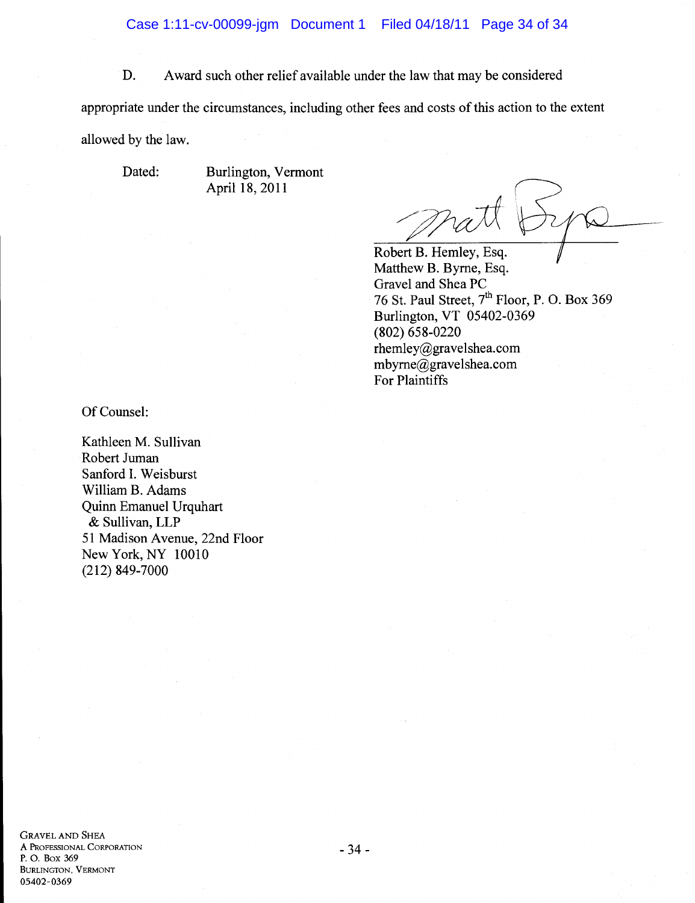D. Award such other relief available under the law that may be considered appropriate under the circumstances, including other fees and costs of this action to the extent allowed by the law.

Dated: Burlington, Vermont
April 18, 2011

Robert B. Hemley, Esq.
Matthew B. Byrne, Esq.
Gravel and Shea PC
76 St. Paul Street, 7th Floor, P. O. Box 369
Burlington, VT 05402-0369
(802) 658-0220
rhemley@gravelshea.com
mbyrne@gravelshea.com
For Plaintiffs

Of Counsel:

Kathleen M. Sullivan
Robert Juman
Sanford I. Weisburst
William B. Adams
Quinn Emanuel Urquhart
& Sullivan, LLP
51 Madison Avenue, 22nd Floor
New York, NY 10010
(212) 849-7000

GRAVEL AND SHEA
A PROFESSIONAL CORPORATION
P. O. BOX 369
BURLINGTON, VERMONT
05402-0369